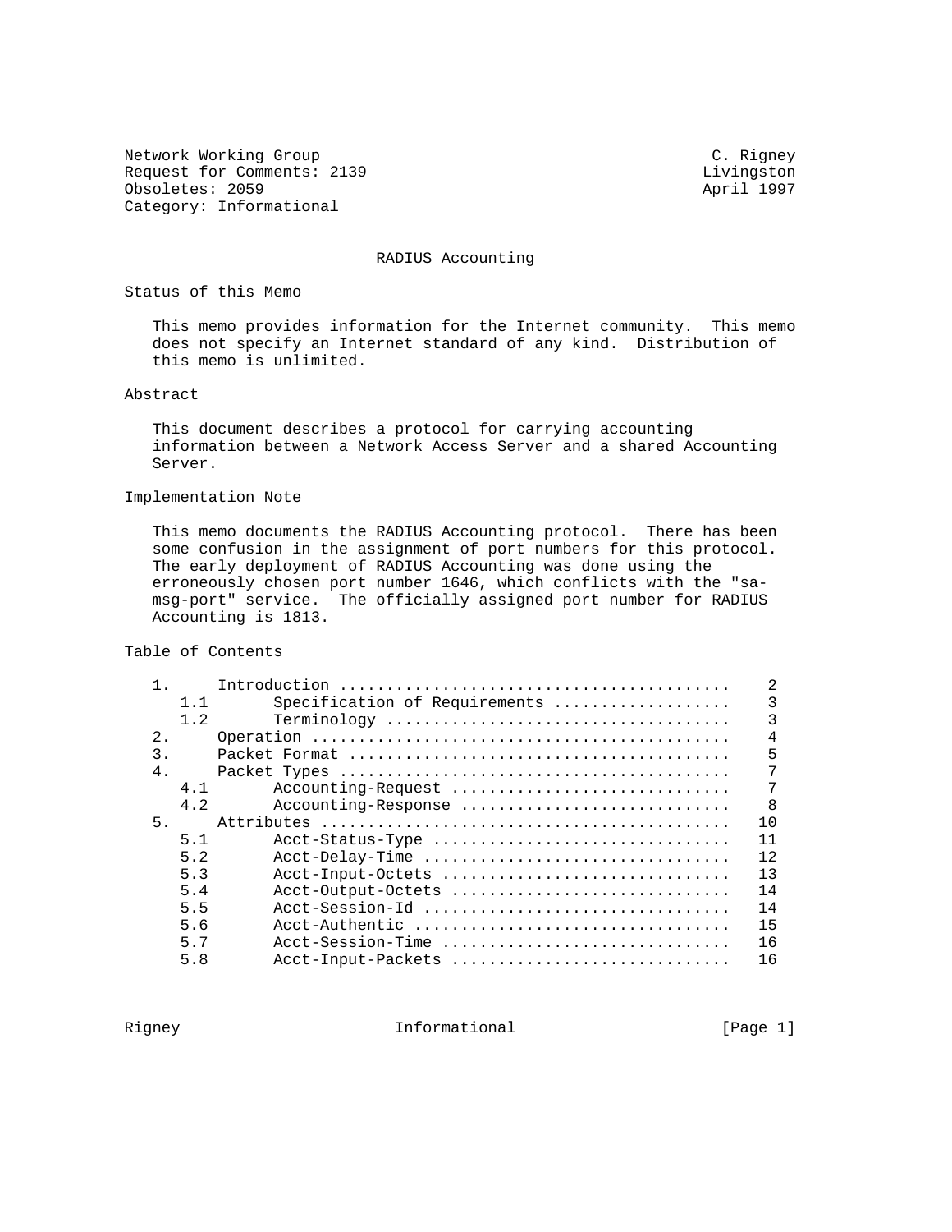Network Working Group C. Rigney
Request for Comments: 2139 Livingston
Obsoletes: 2059 April 1997
Category: Informational

# RADIUS Accounting

## Status of this Memo

This memo provides information for the Internet community. This memo does not specify an Internet standard of any kind. Distribution of this memo is unlimited.

## Abstract

This document describes a protocol for carrying accounting information between a Network Access Server and a shared Accounting Server.

## Implementation Note

This memo documents the RADIUS Accounting protocol. There has been some confusion in the assignment of port numbers for this protocol. The early deployment of RADIUS Accounting was done using the erroneously chosen port number 1646, which conflicts with the "sa-msg-port" service. The officially assigned port number for RADIUS Accounting is 1813.

## Table of Contents

```
1.     Introduction .........................................    2
   1.1       Specification of Requirements ..................    3
   1.2       Terminology ....................................    3
2.     Operation ............................................    4
3.     Packet Format ........................................    5
4.     Packet Types .........................................    7
   4.1       Accounting-Request .............................    7
   4.2       Accounting-Response ............................    8
5.     Attributes ...........................................   10
   5.1       Acct-Status-Type ...............................   11
   5.2       Acct-Delay-Time ................................   12
   5.3       Acct-Input-Octets ..............................   13
   5.4       Acct-Output-Octets .............................   14
   5.5       Acct-Session-Id ................................   14
   5.6       Acct-Authentic .................................   15
   5.7       Acct-Session-Time ..............................   16
   5.8       Acct-Input-Packets .............................   16
```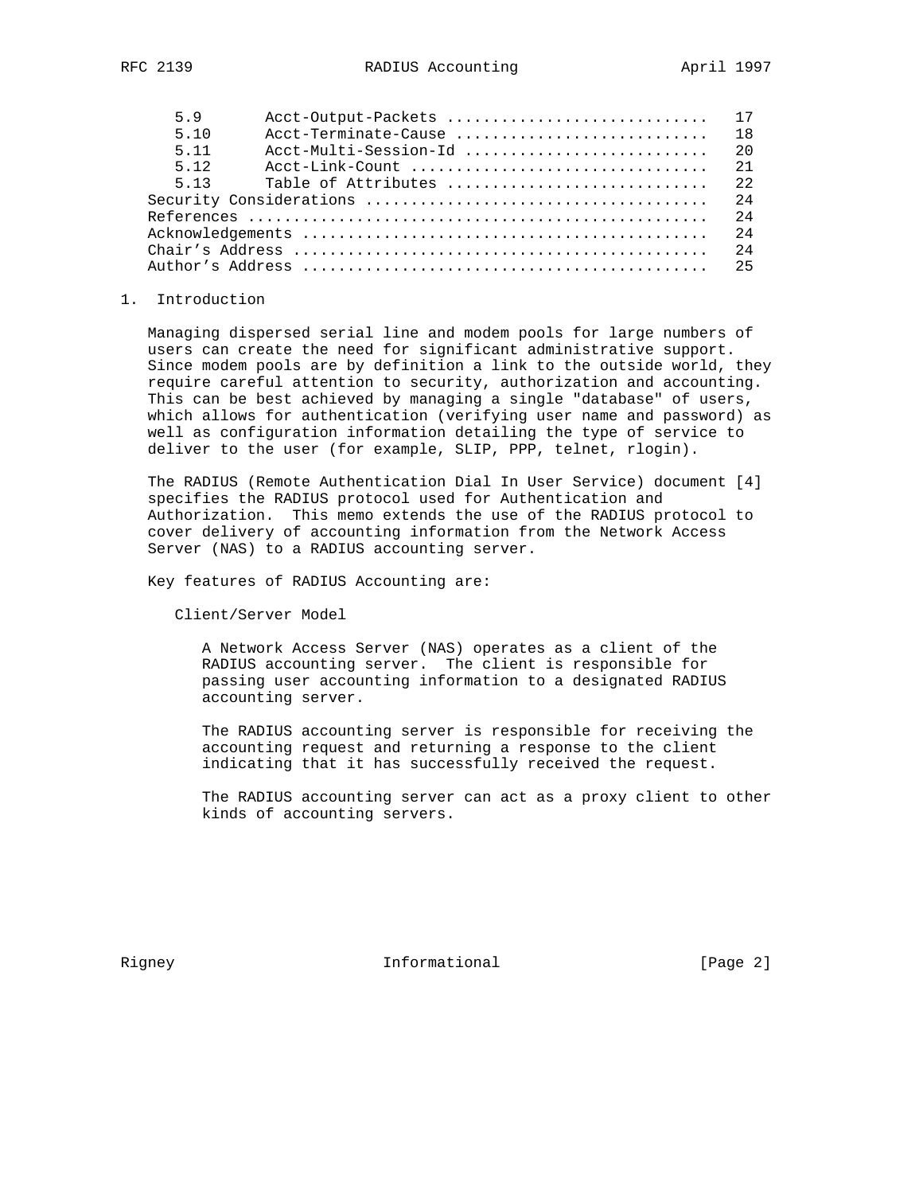| | | |
|---|---|---|
| 5.9 | Acct-Output-Packets | 17 |
| 5.10 | Acct-Terminate-Cause | 18 |
| 5.11 | Acct-Multi-Session-Id | 20 |
| 5.12 | Acct-Link-Count | 21 |
| 5.13 | Table of Attributes | 22 |
| Security Considerations | | 24 |
| References | | 24 |
| Acknowledgements | | 24 |
| Chair's Address | | 24 |
| Author's Address | | 25 |

## 1. Introduction

Managing dispersed serial line and modem pools for large numbers of users can create the need for significant administrative support. Since modem pools are by definition a link to the outside world, they require careful attention to security, authorization and accounting. This can be best achieved by managing a single "database" of users, which allows for authentication (verifying user name and password) as well as configuration information detailing the type of service to deliver to the user (for example, SLIP, PPP, telnet, rlogin).

The RADIUS (Remote Authentication Dial In User Service) document [4] specifies the RADIUS protocol used for Authentication and Authorization. This memo extends the use of the RADIUS protocol to cover delivery of accounting information from the Network Access Server (NAS) to a RADIUS accounting server.

Key features of RADIUS Accounting are:

Client/Server Model

> A Network Access Server (NAS) operates as a client of the RADIUS accounting server. The client is responsible for passing user accounting information to a designated RADIUS accounting server.
>
> The RADIUS accounting server is responsible for receiving the accounting request and returning a response to the client indicating that it has successfully received the request.
>
> The RADIUS accounting server can act as a proxy client to other kinds of accounting servers.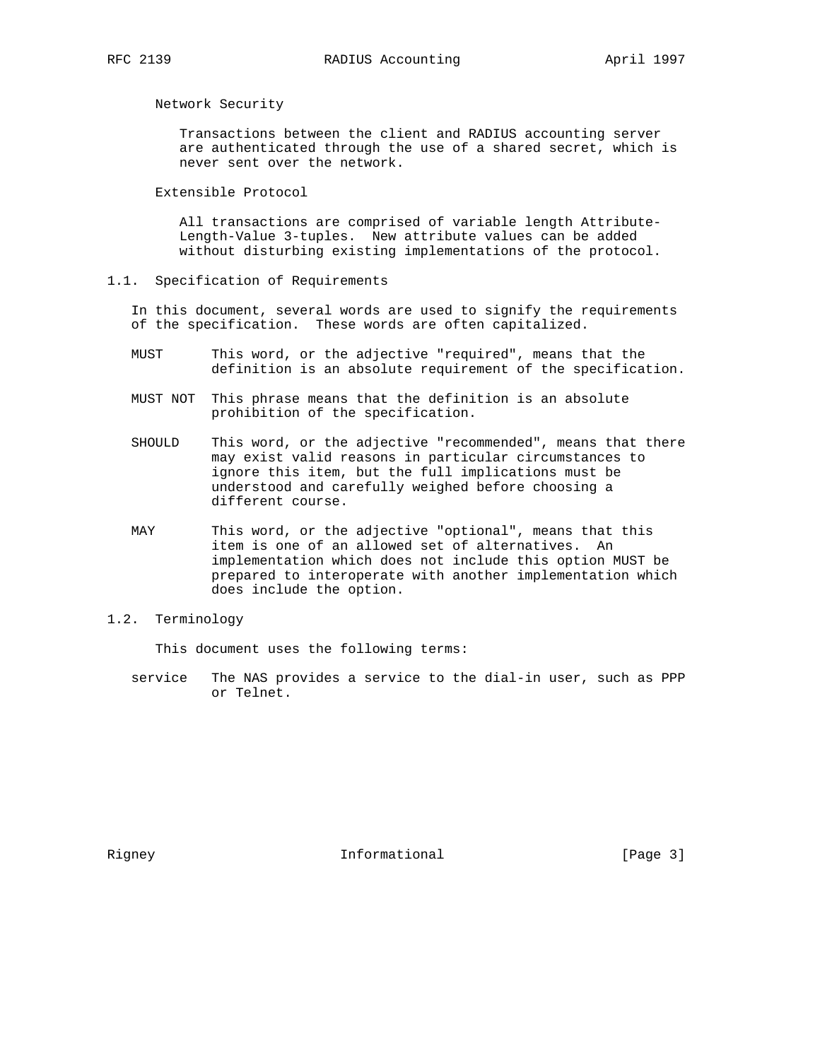Network Security

Transactions between the client and RADIUS accounting server are authenticated through the use of a shared secret, which is never sent over the network.

Extensible Protocol

All transactions are comprised of variable length Attribute-Length-Value 3-tuples. New attribute values can be added without disturbing existing implementations of the protocol.

## 1.1. Specification of Requirements

In this document, several words are used to signify the requirements of the specification. These words are often capitalized.

MUST This word, or the adjective "required", means that the definition is an absolute requirement of the specification.

MUST NOT This phrase means that the definition is an absolute prohibition of the specification.

SHOULD This word, or the adjective "recommended", means that there may exist valid reasons in particular circumstances to ignore this item, but the full implications must be understood and carefully weighed before choosing a different course.

MAY This word, or the adjective "optional", means that this item is one of an allowed set of alternatives. An implementation which does not include this option MUST be prepared to interoperate with another implementation which does include the option.

## 1.2. Terminology

This document uses the following terms:

service The NAS provides a service to the dial-in user, such as PPP or Telnet.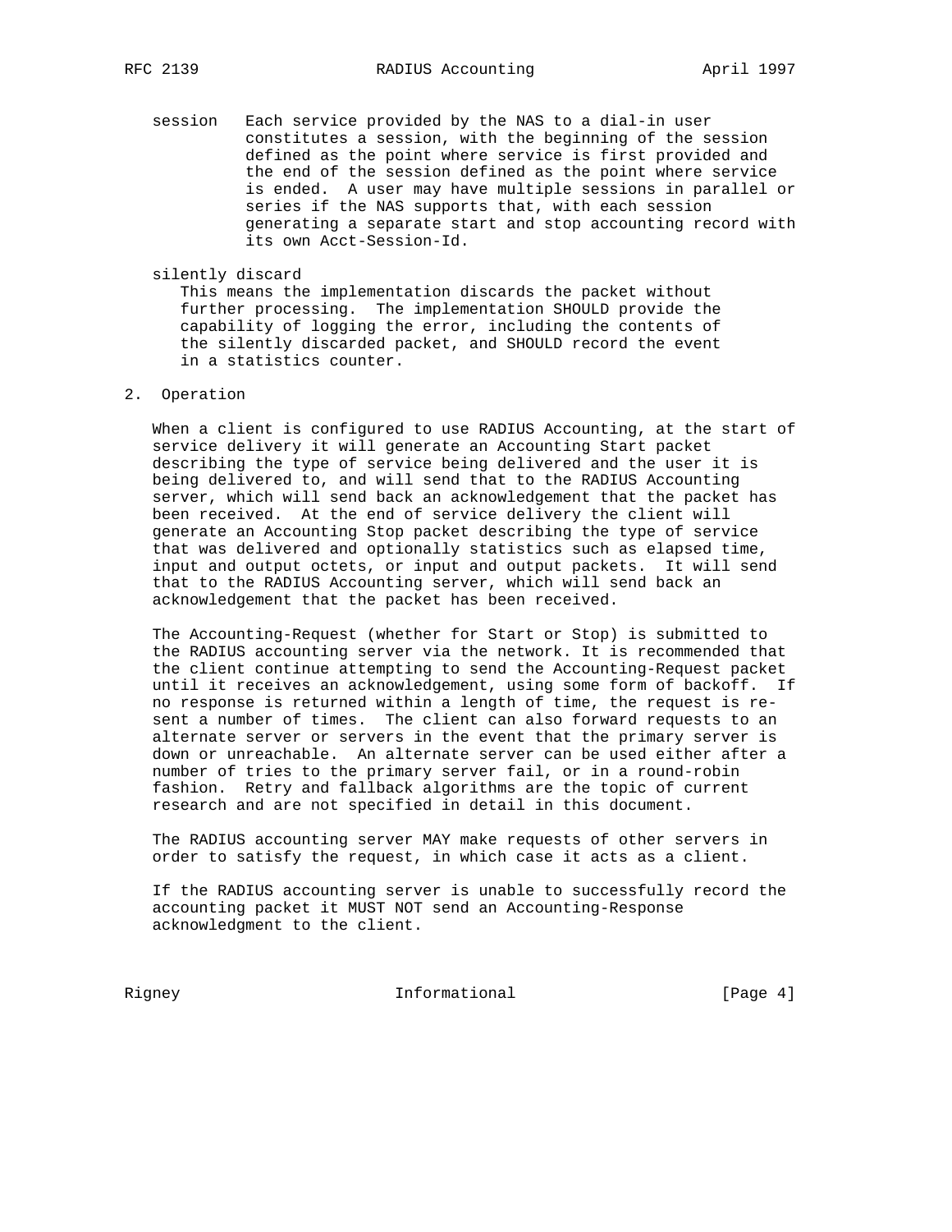session
: Each service provided by the NAS to a dial-in user constitutes a session, with the beginning of the session defined as the point where service is first provided and the end of the session defined as the point where service is ended. A user may have multiple sessions in parallel or series if the NAS supports that, with each session generating a separate start and stop accounting record with its own Acct-Session-Id.

silently discard
: This means the implementation discards the packet without further processing. The implementation SHOULD provide the capability of logging the error, including the contents of the silently discarded packet, and SHOULD record the event in a statistics counter.

## 2. Operation

When a client is configured to use RADIUS Accounting, at the start of service delivery it will generate an Accounting Start packet describing the type of service being delivered and the user it is being delivered to, and will send that to the RADIUS Accounting server, which will send back an acknowledgement that the packet has been received. At the end of service delivery the client will generate an Accounting Stop packet describing the type of service that was delivered and optionally statistics such as elapsed time, input and output octets, or input and output packets. It will send that to the RADIUS Accounting server, which will send back an acknowledgement that the packet has been received.

The Accounting-Request (whether for Start or Stop) is submitted to the RADIUS accounting server via the network. It is recommended that the client continue attempting to send the Accounting-Request packet until it receives an acknowledgement, using some form of backoff. If no response is returned within a length of time, the request is re-sent a number of times. The client can also forward requests to an alternate server or servers in the event that the primary server is down or unreachable. An alternate server can be used either after a number of tries to the primary server fail, or in a round-robin fashion. Retry and fallback algorithms are the topic of current research and are not specified in detail in this document.

The RADIUS accounting server MAY make requests of other servers in order to satisfy the request, in which case it acts as a client.

If the RADIUS accounting server is unable to successfully record the accounting packet it MUST NOT send an Accounting-Response acknowledgment to the client.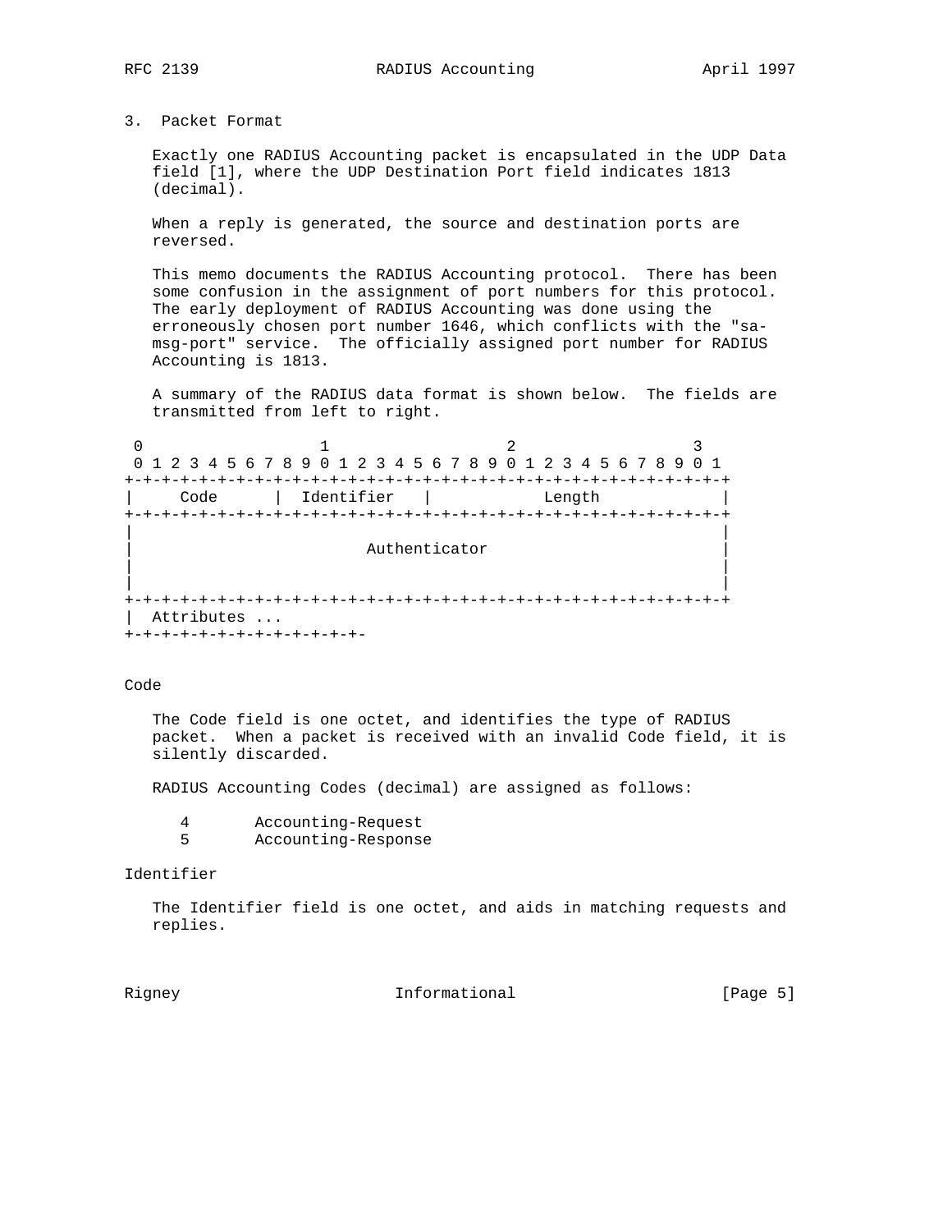## 3. Packet Format

Exactly one RADIUS Accounting packet is encapsulated in the UDP Data field [1], where the UDP Destination Port field indicates 1813 (decimal).

When a reply is generated, the source and destination ports are reversed.

This memo documents the RADIUS Accounting protocol. There has been some confusion in the assignment of port numbers for this protocol. The early deployment of RADIUS Accounting was done using the erroneously chosen port number 1646, which conflicts with the "sa-msg-port" service. The officially assigned port number for RADIUS Accounting is 1813.

A summary of the RADIUS data format is shown below. The fields are transmitted from left to right.

```
 0                   1                   2                   3
 0 1 2 3 4 5 6 7 8 9 0 1 2 3 4 5 6 7 8 9 0 1 2 3 4 5 6 7 8 9 0 1
+-+-+-+-+-+-+-+-+-+-+-+-+-+-+-+-+-+-+-+-+-+-+-+-+-+-+-+-+-+-+-+-+
|     Code      |  Identifier   |            Length             |
+-+-+-+-+-+-+-+-+-+-+-+-+-+-+-+-+-+-+-+-+-+-+-+-+-+-+-+-+-+-+-+-+
|                                                               |
|                         Authenticator                         |
|                                                               |
|                                                               |
+-+-+-+-+-+-+-+-+-+-+-+-+-+-+-+-+-+-+-+-+-+-+-+-+-+-+-+-+-+-+-+-+
|  Attributes ...
+-+-+-+-+-+-+-+-+-+-+-+-+-
```

### Code

The Code field is one octet, and identifies the type of RADIUS packet. When a packet is received with an invalid Code field, it is silently discarded.

RADIUS Accounting Codes (decimal) are assigned as follows:

```
4       Accounting-Request
5       Accounting-Response
```

### Identifier

The Identifier field is one octet, and aids in matching requests and replies.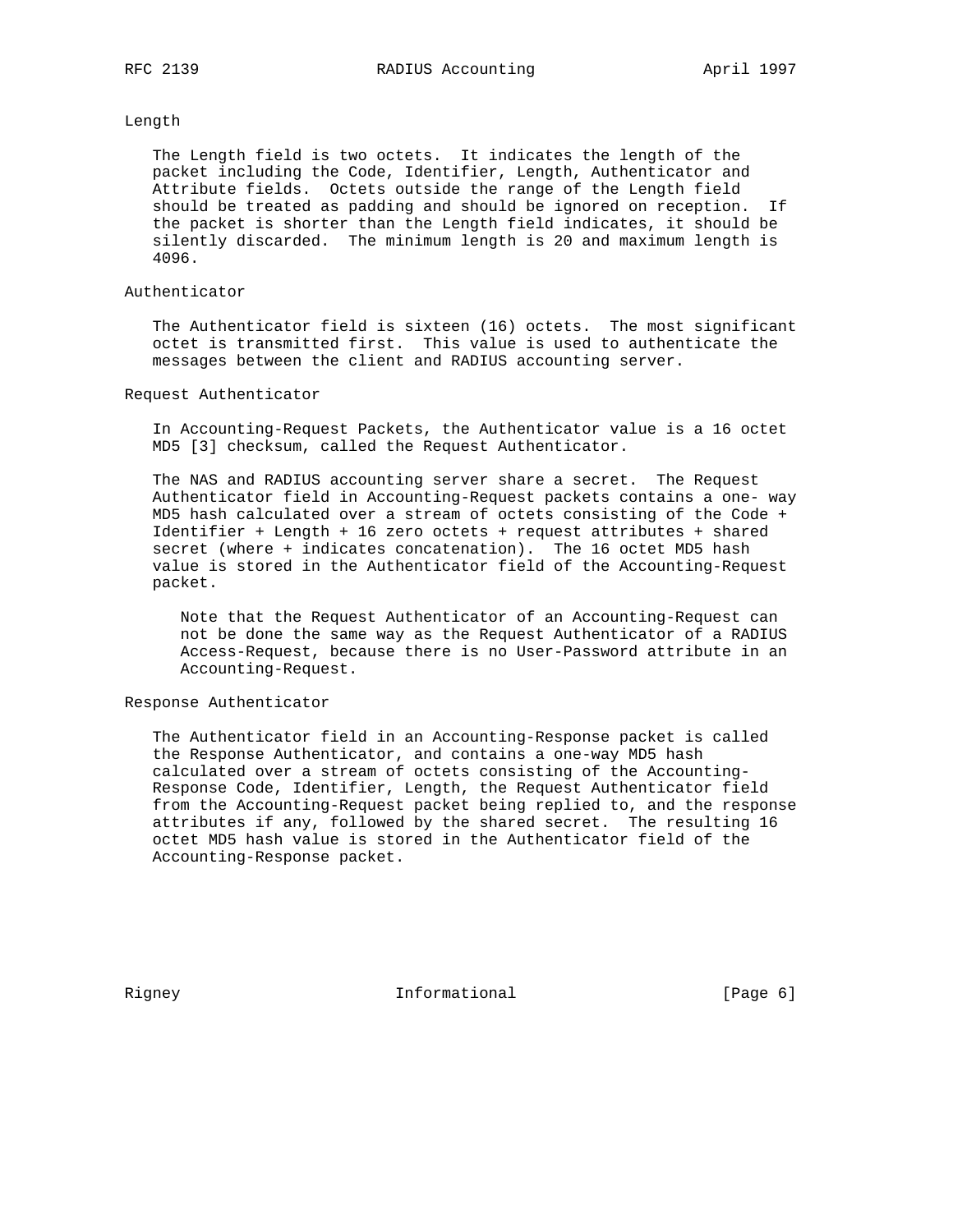### Length

The Length field is two octets. It indicates the length of the packet including the Code, Identifier, Length, Authenticator and Attribute fields. Octets outside the range of the Length field should be treated as padding and should be ignored on reception. If the packet is shorter than the Length field indicates, it should be silently discarded. The minimum length is 20 and maximum length is 4096.

### Authenticator

The Authenticator field is sixteen (16) octets. The most significant octet is transmitted first. This value is used to authenticate the messages between the client and RADIUS accounting server.

### Request Authenticator

In Accounting-Request Packets, the Authenticator value is a 16 octet MD5 [3] checksum, called the Request Authenticator.

The NAS and RADIUS accounting server share a secret. The Request Authenticator field in Accounting-Request packets contains a one- way MD5 hash calculated over a stream of octets consisting of the Code + Identifier + Length + 16 zero octets + request attributes + shared secret (where + indicates concatenation). The 16 octet MD5 hash value is stored in the Authenticator field of the Accounting-Request packet.

> Note that the Request Authenticator of an Accounting-Request can not be done the same way as the Request Authenticator of a RADIUS Access-Request, because there is no User-Password attribute in an Accounting-Request.

### Response Authenticator

The Authenticator field in an Accounting-Response packet is called the Response Authenticator, and contains a one-way MD5 hash calculated over a stream of octets consisting of the Accounting-Response Code, Identifier, Length, the Request Authenticator field from the Accounting-Request packet being replied to, and the response attributes if any, followed by the shared secret. The resulting 16 octet MD5 hash value is stored in the Authenticator field of the Accounting-Response packet.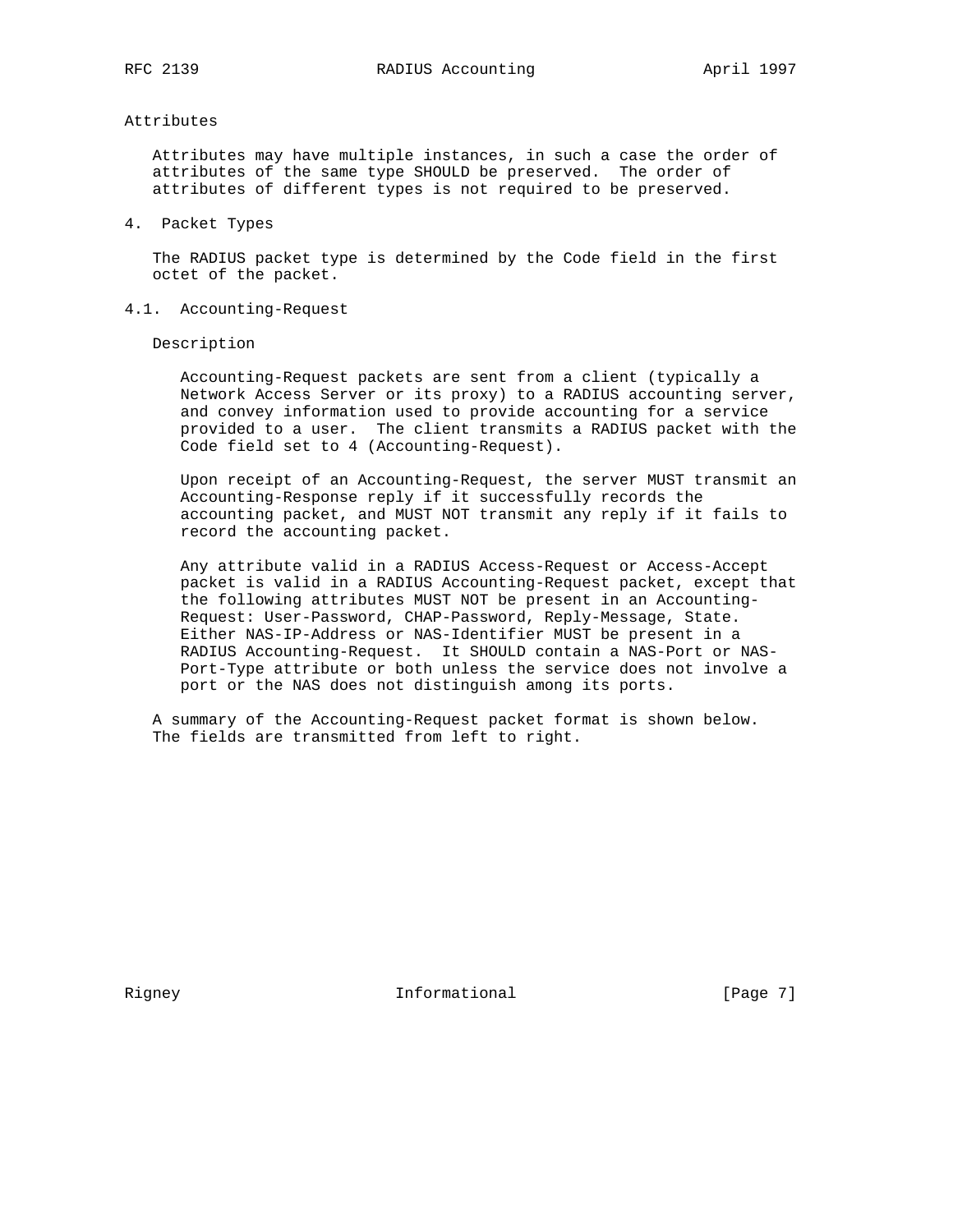Attributes

Attributes may have multiple instances, in such a case the order of attributes of the same type SHOULD be preserved. The order of attributes of different types is not required to be preserved.

## 4. Packet Types

The RADIUS packet type is determined by the Code field in the first octet of the packet.

### 4.1. Accounting-Request

Description

Accounting-Request packets are sent from a client (typically a Network Access Server or its proxy) to a RADIUS accounting server, and convey information used to provide accounting for a service provided to a user. The client transmits a RADIUS packet with the Code field set to 4 (Accounting-Request).

Upon receipt of an Accounting-Request, the server MUST transmit an Accounting-Response reply if it successfully records the accounting packet, and MUST NOT transmit any reply if it fails to record the accounting packet.

Any attribute valid in a RADIUS Access-Request or Access-Accept packet is valid in a RADIUS Accounting-Request packet, except that the following attributes MUST NOT be present in an Accounting-Request: User-Password, CHAP-Password, Reply-Message, State. Either NAS-IP-Address or NAS-Identifier MUST be present in a RADIUS Accounting-Request. It SHOULD contain a NAS-Port or NAS-Port-Type attribute or both unless the service does not involve a port or the NAS does not distinguish among its ports.

A summary of the Accounting-Request packet format is shown below. The fields are transmitted from left to right.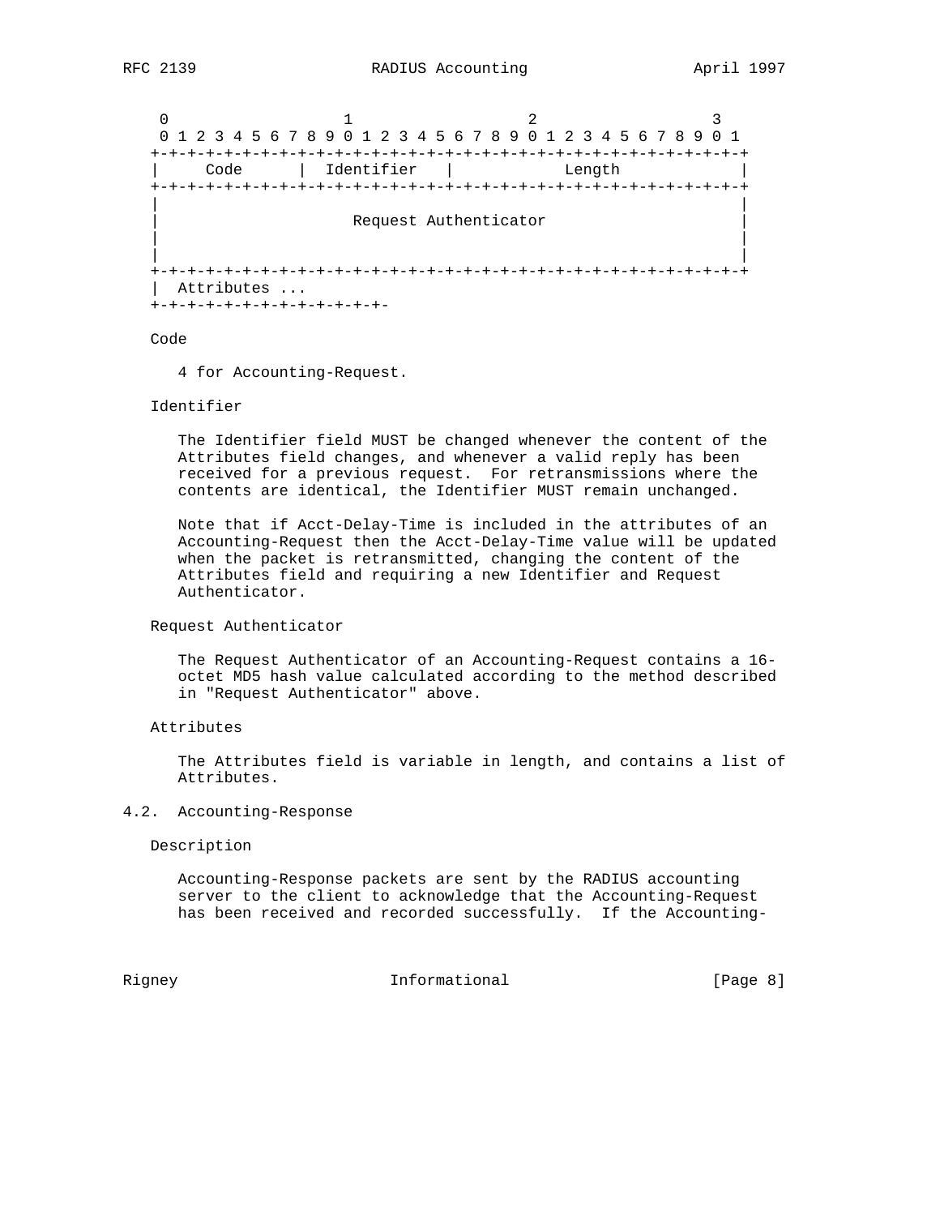```
 0                   1                   2                   3
 0 1 2 3 4 5 6 7 8 9 0 1 2 3 4 5 6 7 8 9 0 1 2 3 4 5 6 7 8 9 0 1
+-+-+-+-+-+-+-+-+-+-+-+-+-+-+-+-+-+-+-+-+-+-+-+-+-+-+-+-+-+-+-+-+
|     Code      |  Identifier   |            Length             |
+-+-+-+-+-+-+-+-+-+-+-+-+-+-+-+-+-+-+-+-+-+-+-+-+-+-+-+-+-+-+-+-+
|                                                               |
|                     Request Authenticator                     |
|                                                               |
|                                                               |
+-+-+-+-+-+-+-+-+-+-+-+-+-+-+-+-+-+-+-+-+-+-+-+-+-+-+-+-+-+-+-+-+
|  Attributes ...
+-+-+-+-+-+-+-+-+-+-+-+-+-
```

Code

4 for Accounting-Request.

Identifier

The Identifier field MUST be changed whenever the content of the Attributes field changes, and whenever a valid reply has been received for a previous request. For retransmissions where the contents are identical, the Identifier MUST remain unchanged.

Note that if Acct-Delay-Time is included in the attributes of an Accounting-Request then the Acct-Delay-Time value will be updated when the packet is retransmitted, changing the content of the Attributes field and requiring a new Identifier and Request Authenticator.

Request Authenticator

The Request Authenticator of an Accounting-Request contains a 16-octet MD5 hash value calculated according to the method described in "Request Authenticator" above.

Attributes

The Attributes field is variable in length, and contains a list of Attributes.

## 4.2. Accounting-Response

Description

Accounting-Response packets are sent by the RADIUS accounting server to the client to acknowledge that the Accounting-Request has been received and recorded successfully. If the Accounting-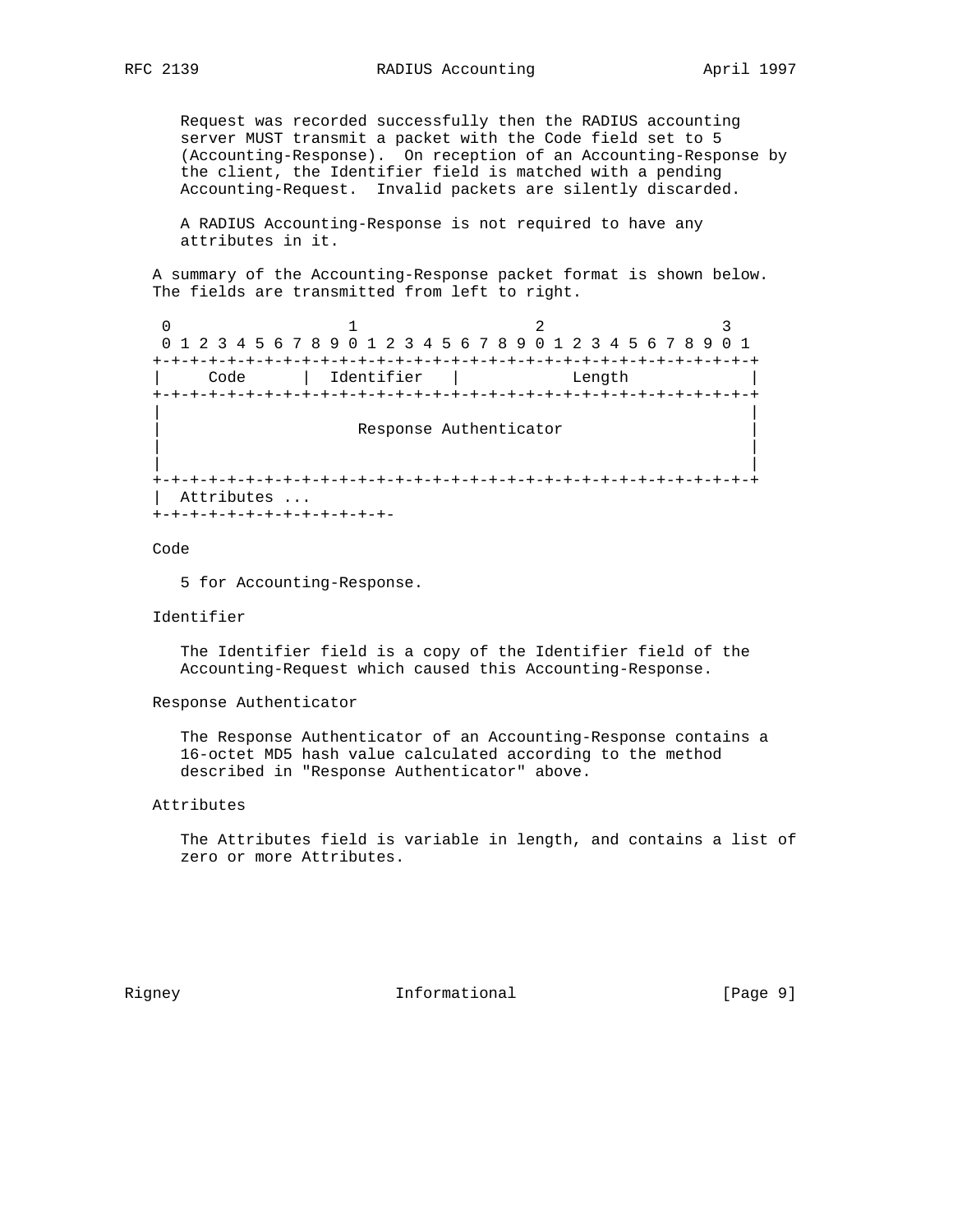Request was recorded successfully then the RADIUS accounting server MUST transmit a packet with the Code field set to 5 (Accounting-Response). On reception of an Accounting-Response by the client, the Identifier field is matched with a pending Accounting-Request. Invalid packets are silently discarded.

A RADIUS Accounting-Response is not required to have any attributes in it.

A summary of the Accounting-Response packet format is shown below. The fields are transmitted from left to right.

```
 0                   1                   2                   3
 0 1 2 3 4 5 6 7 8 9 0 1 2 3 4 5 6 7 8 9 0 1 2 3 4 5 6 7 8 9 0 1
+-+-+-+-+-+-+-+-+-+-+-+-+-+-+-+-+-+-+-+-+-+-+-+-+-+-+-+-+-+-+-+-+
|     Code      |  Identifier   |            Length             |
+-+-+-+-+-+-+-+-+-+-+-+-+-+-+-+-+-+-+-+-+-+-+-+-+-+-+-+-+-+-+-+-+
|                                                               |
|                     Response Authenticator                    |
|                                                               |
|                                                               |
+-+-+-+-+-+-+-+-+-+-+-+-+-+-+-+-+-+-+-+-+-+-+-+-+-+-+-+-+-+-+-+-+
|  Attributes ...
+-+-+-+-+-+-+-+-+-+-+-+-+-
```

Code

5 for Accounting-Response.

Identifier

The Identifier field is a copy of the Identifier field of the Accounting-Request which caused this Accounting-Response.

Response Authenticator

The Response Authenticator of an Accounting-Response contains a 16-octet MD5 hash value calculated according to the method described in "Response Authenticator" above.

Attributes

The Attributes field is variable in length, and contains a list of zero or more Attributes.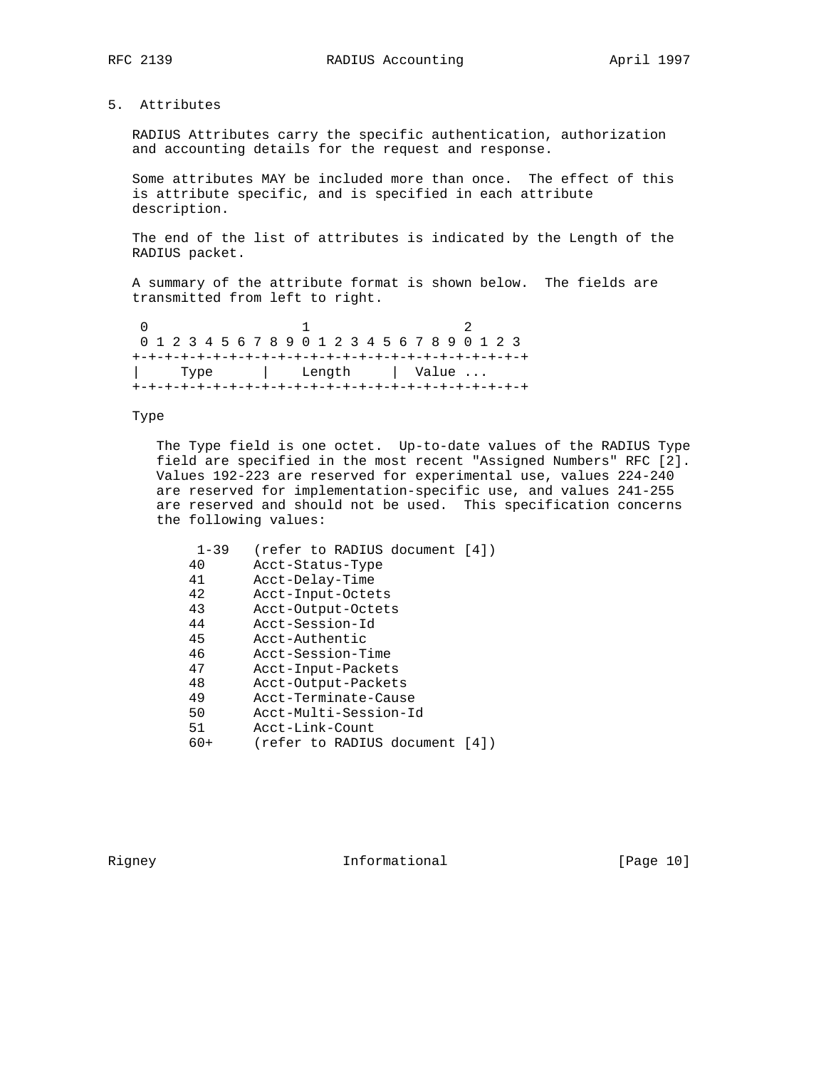## 5. Attributes

RADIUS Attributes carry the specific authentication, authorization and accounting details for the request and response.

Some attributes MAY be included more than once. The effect of this is attribute specific, and is specified in each attribute description.

The end of the list of attributes is indicated by the Length of the RADIUS packet.

A summary of the attribute format is shown below. The fields are transmitted from left to right.

```
 0                   1                   2
 0 1 2 3 4 5 6 7 8 9 0 1 2 3 4 5 6 7 8 9 0 1 2 3
+-+-+-+-+-+-+-+-+-+-+-+-+-+-+-+-+-+-+-+-+-+-+-+-+
|     Type      |    Length     |  Value ...
+-+-+-+-+-+-+-+-+-+-+-+-+-+-+-+-+-+-+-+-+-+-+-+-+
```

Type

The Type field is one octet. Up-to-date values of the RADIUS Type field are specified in the most recent "Assigned Numbers" RFC [2]. Values 192-223 are reserved for experimental use, values 224-240 are reserved for implementation-specific use, and values 241-255 are reserved and should not be used. This specification concerns the following values:

```
 1-39   (refer to RADIUS document [4])
40      Acct-Status-Type
41      Acct-Delay-Time
42      Acct-Input-Octets
43      Acct-Output-Octets
44      Acct-Session-Id
45      Acct-Authentic
46      Acct-Session-Time
47      Acct-Input-Packets
48      Acct-Output-Packets
49      Acct-Terminate-Cause
50      Acct-Multi-Session-Id
51      Acct-Link-Count
60+     (refer to RADIUS document [4])
```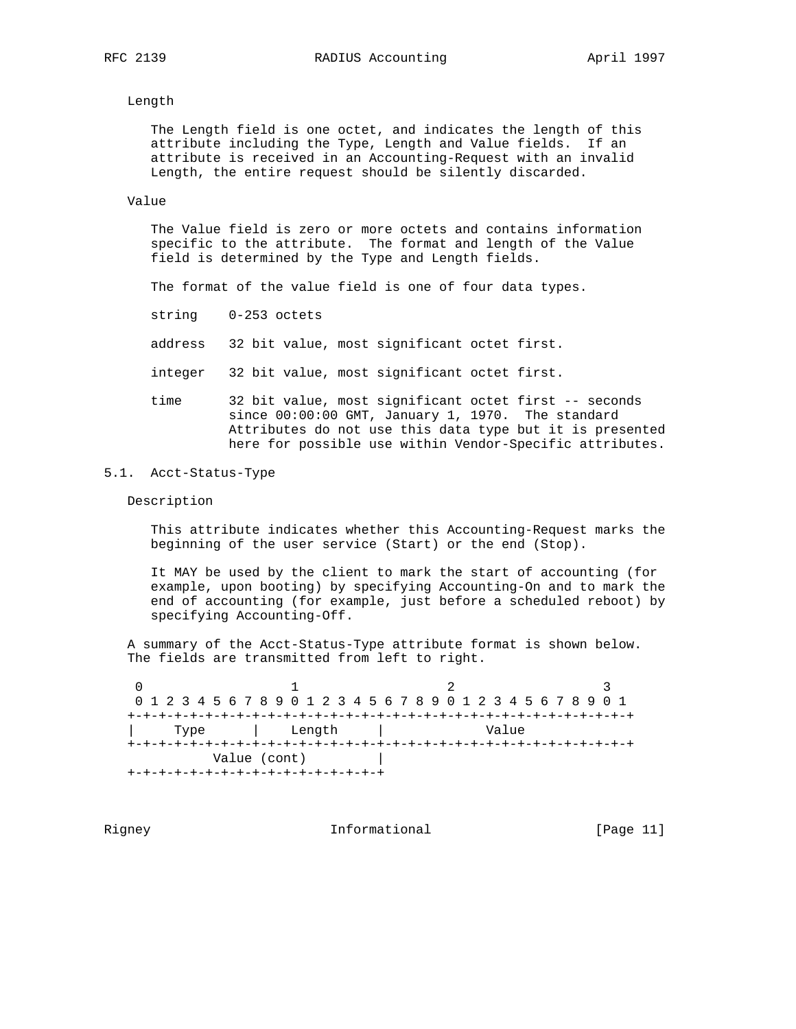Length

The Length field is one octet, and indicates the length of this attribute including the Type, Length and Value fields. If an attribute is received in an Accounting-Request with an invalid Length, the entire request should be silently discarded.

Value

The Value field is zero or more octets and contains information specific to the attribute. The format and length of the Value field is determined by the Type and Length fields.

The format of the value field is one of four data types.

string    0-253 octets

address   32 bit value, most significant octet first.

integer   32 bit value, most significant octet first.

time      32 bit value, most significant octet first -- seconds since 00:00:00 GMT, January 1, 1970. The standard Attributes do not use this data type but it is presented here for possible use within Vendor-Specific attributes.

## 5.1. Acct-Status-Type

Description

This attribute indicates whether this Accounting-Request marks the beginning of the user service (Start) or the end (Stop).

It MAY be used by the client to mark the start of accounting (for example, upon booting) by specifying Accounting-On and to mark the end of accounting (for example, just before a scheduled reboot) by specifying Accounting-Off.

A summary of the Acct-Status-Type attribute format is shown below. The fields are transmitted from left to right.

```
 0                   1                   2                   3
 0 1 2 3 4 5 6 7 8 9 0 1 2 3 4 5 6 7 8 9 0 1 2 3 4 5 6 7 8 9 0 1
+-+-+-+-+-+-+-+-+-+-+-+-+-+-+-+-+-+-+-+-+-+-+-+-+-+-+-+-+-+-+-+-+
|     Type      |    Length     |             Value
+-+-+-+-+-+-+-+-+-+-+-+-+-+-+-+-+-+-+-+-+-+-+-+-+-+-+-+-+-+-+-+-+
         Value (cont)         |
+-+-+-+-+-+-+-+-+-+-+-+-+-+-+-+-+
```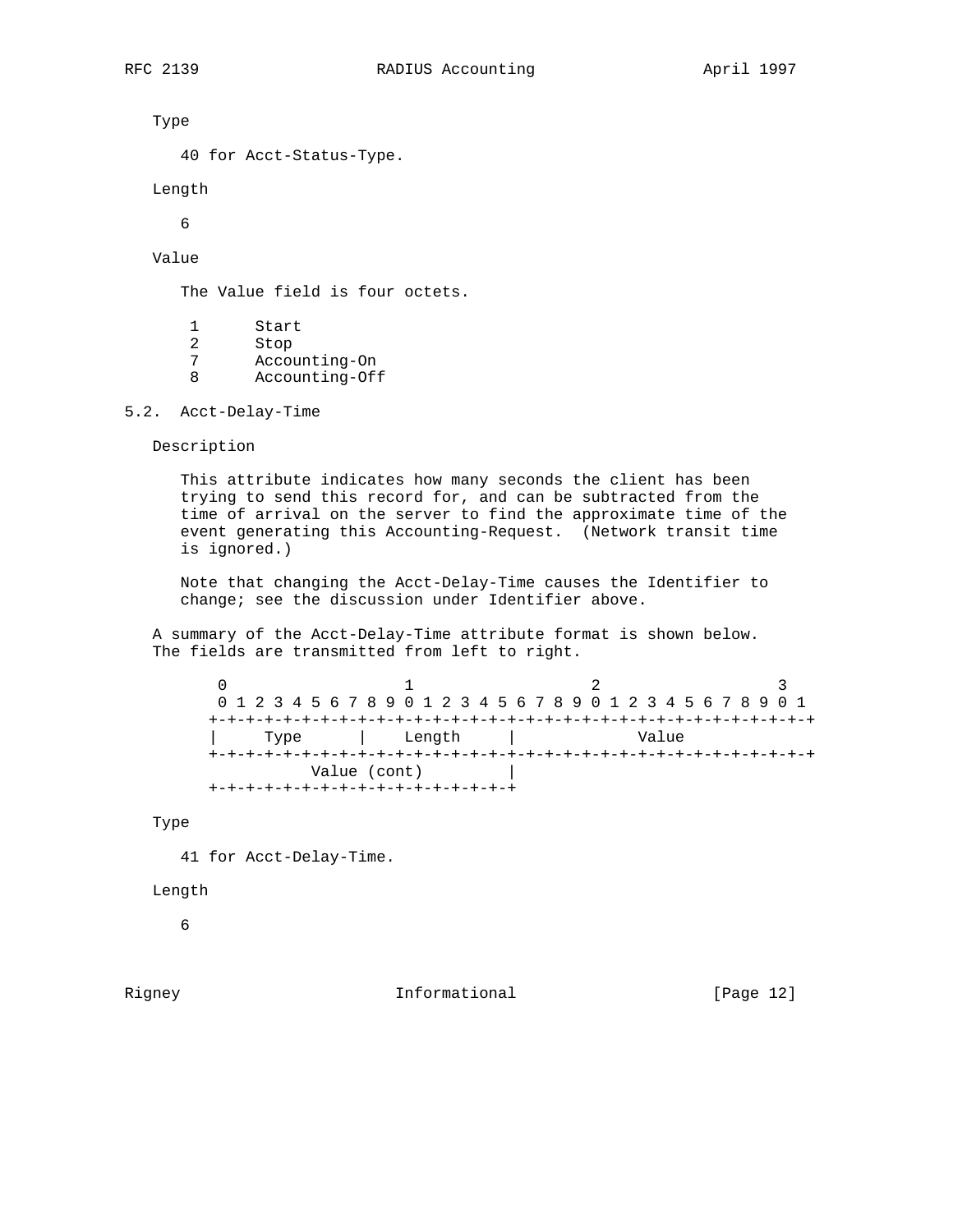Type

40 for Acct-Status-Type.

Length

6

Value

The Value field is four octets.

```
 1      Start
 2      Stop
 7      Accounting-On
 8      Accounting-Off
```

## 5.2. Acct-Delay-Time

Description

This attribute indicates how many seconds the client has been trying to send this record for, and can be subtracted from the time of arrival on the server to find the approximate time of the event generating this Accounting-Request. (Network transit time is ignored.)

Note that changing the Acct-Delay-Time causes the Identifier to change; see the discussion under Identifier above.

A summary of the Acct-Delay-Time attribute format is shown below. The fields are transmitted from left to right.

```
 0                   1                   2                   3
 0 1 2 3 4 5 6 7 8 9 0 1 2 3 4 5 6 7 8 9 0 1 2 3 4 5 6 7 8 9 0 1
+-+-+-+-+-+-+-+-+-+-+-+-+-+-+-+-+-+-+-+-+-+-+-+-+-+-+-+-+-+-+-+-+
|     Type      |    Length     |             Value
+-+-+-+-+-+-+-+-+-+-+-+-+-+-+-+-+-+-+-+-+-+-+-+-+-+-+-+-+-+-+-+-+
          Value (cont)         |
+-+-+-+-+-+-+-+-+-+-+-+-+-+-+-+-+
```

Type

41 for Acct-Delay-Time.

Length

6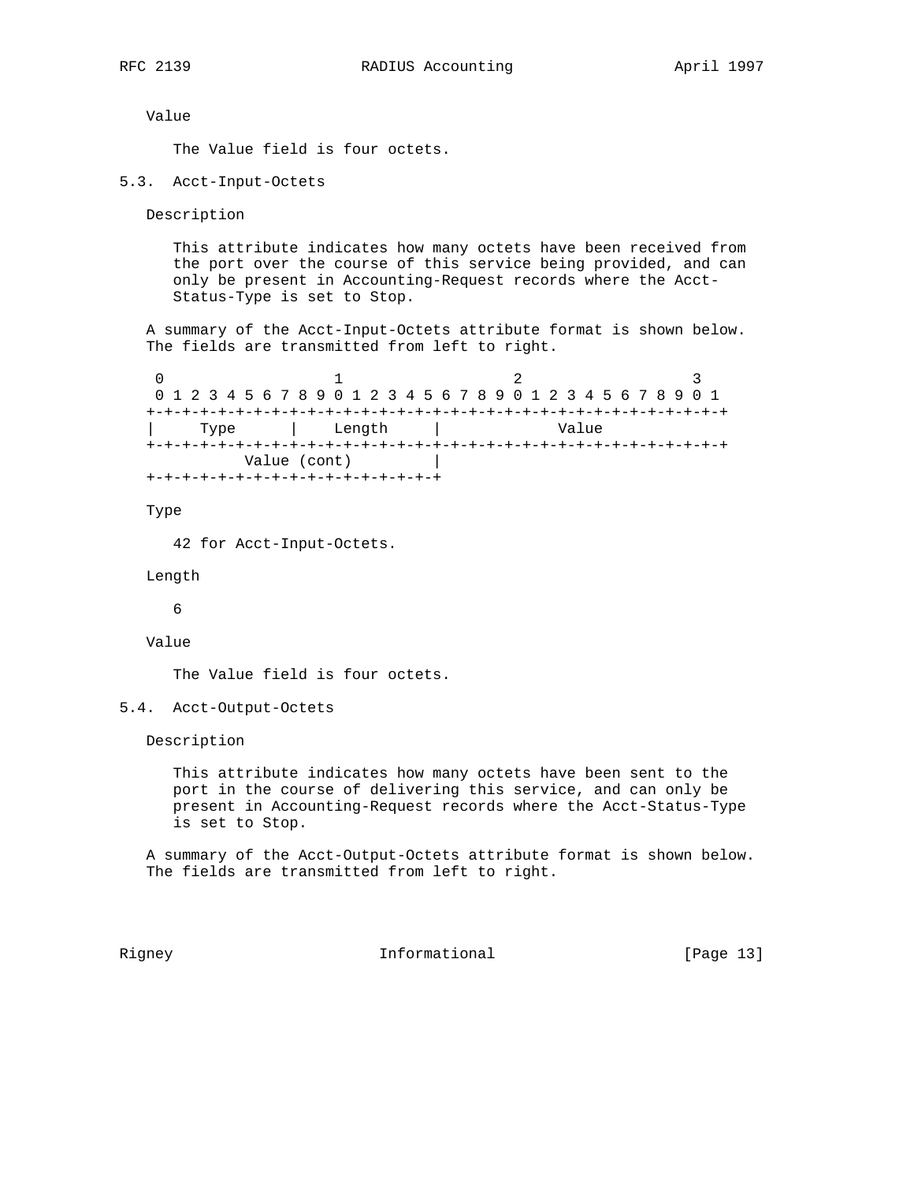Value

The Value field is four octets.

### 5.3. Acct-Input-Octets

Description

This attribute indicates how many octets have been received from the port over the course of this service being provided, and can only be present in Accounting-Request records where the Acct-Status-Type is set to Stop.

A summary of the Acct-Input-Octets attribute format is shown below. The fields are transmitted from left to right.

```
 0                   1                   2                   3
 0 1 2 3 4 5 6 7 8 9 0 1 2 3 4 5 6 7 8 9 0 1 2 3 4 5 6 7 8 9 0 1
+-+-+-+-+-+-+-+-+-+-+-+-+-+-+-+-+-+-+-+-+-+-+-+-+-+-+-+-+-+-+-+-+
|     Type      |    Length     |             Value
+-+-+-+-+-+-+-+-+-+-+-+-+-+-+-+-+-+-+-+-+-+-+-+-+-+-+-+-+-+-+-+-+
          Value (cont)         |
+-+-+-+-+-+-+-+-+-+-+-+-+-+-+-+-+
```

Type

42 for Acct-Input-Octets.

Length

6

Value

The Value field is four octets.

### 5.4. Acct-Output-Octets

Description

This attribute indicates how many octets have been sent to the port in the course of delivering this service, and can only be present in Accounting-Request records where the Acct-Status-Type is set to Stop.

A summary of the Acct-Output-Octets attribute format is shown below. The fields are transmitted from left to right.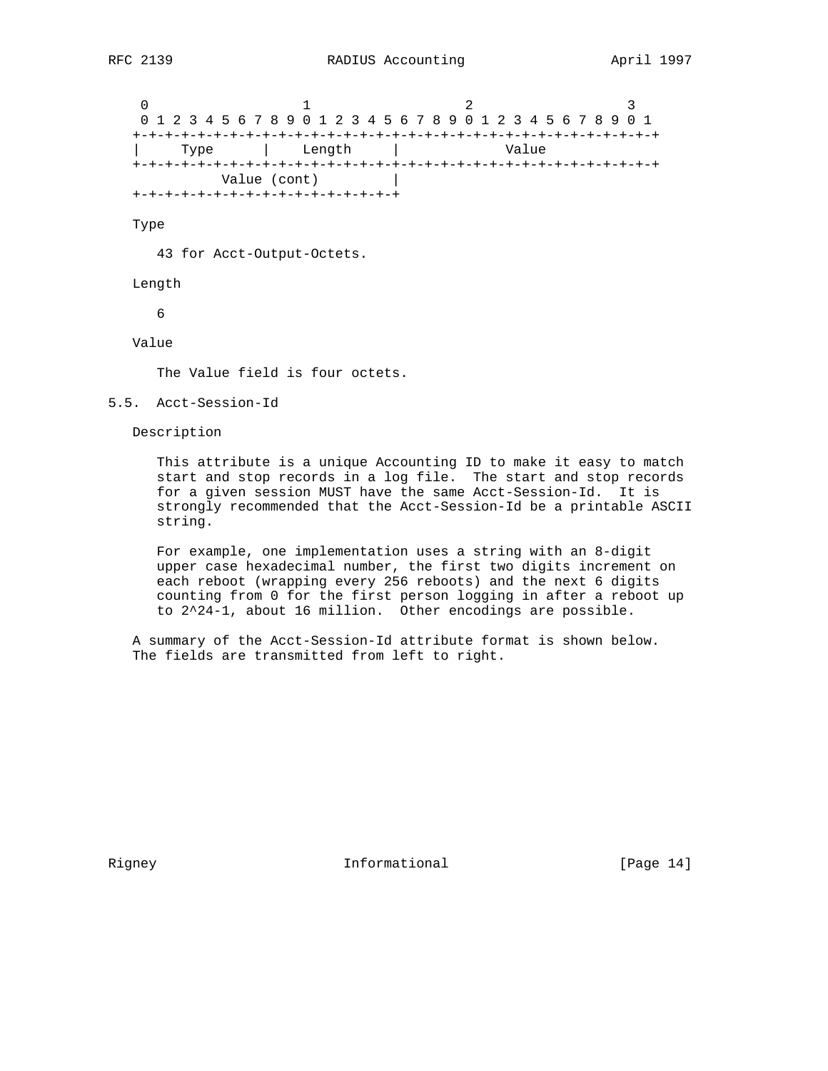```
 0                   1                   2                   3
 0 1 2 3 4 5 6 7 8 9 0 1 2 3 4 5 6 7 8 9 0 1 2 3 4 5 6 7 8 9 0 1
+-+-+-+-+-+-+-+-+-+-+-+-+-+-+-+-+-+-+-+-+-+-+-+-+-+-+-+-+-+-+-+-+
|     Type      |    Length     |             Value
+-+-+-+-+-+-+-+-+-+-+-+-+-+-+-+-+-+-+-+-+-+-+-+-+-+-+-+-+-+-+-+-+
          Value (cont)         |
+-+-+-+-+-+-+-+-+-+-+-+-+-+-+-+-+
```

Type

43 for Acct-Output-Octets.

Length

6

Value

The Value field is four octets.

## 5.5. Acct-Session-Id

Description

This attribute is a unique Accounting ID to make it easy to match start and stop records in a log file. The start and stop records for a given session MUST have the same Acct-Session-Id. It is strongly recommended that the Acct-Session-Id be a printable ASCII string.

For example, one implementation uses a string with an 8-digit upper case hexadecimal number, the first two digits increment on each reboot (wrapping every 256 reboots) and the next 6 digits counting from 0 for the first person logging in after a reboot up to $2^{24}-1$, about 16 million. Other encodings are possible.

A summary of the Acct-Session-Id attribute format is shown below. The fields are transmitted from left to right.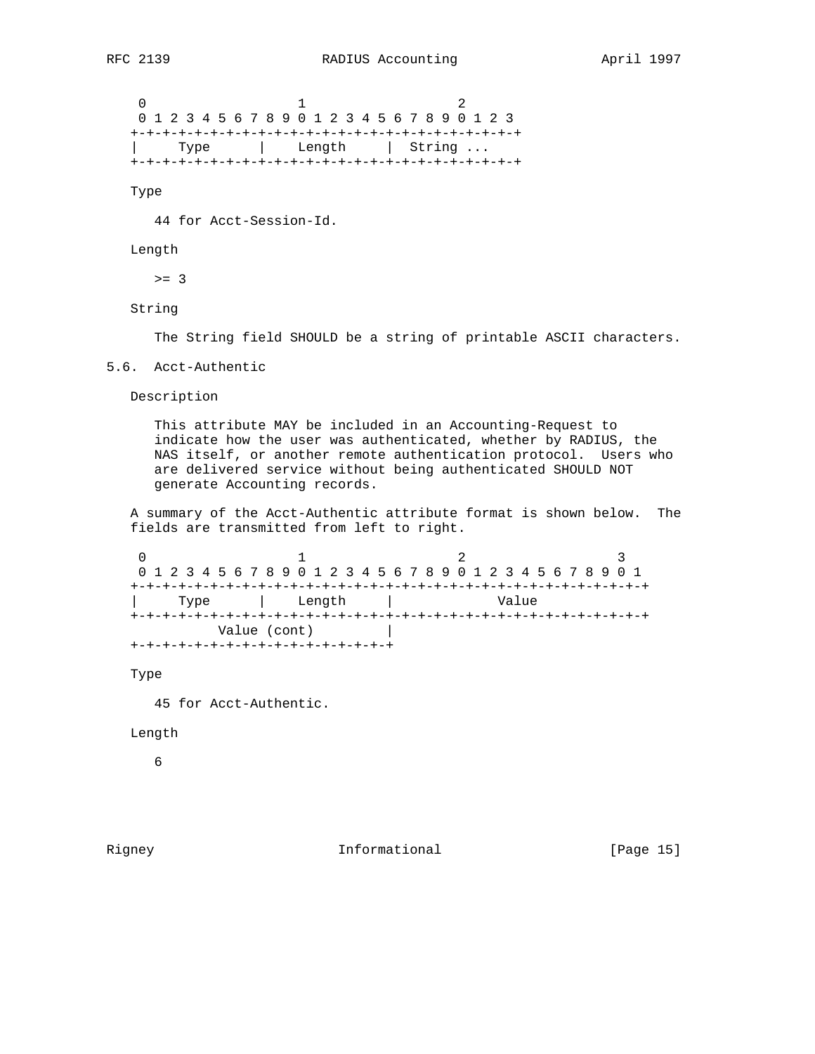```
    0                   1                   2
    0 1 2 3 4 5 6 7 8 9 0 1 2 3 4 5 6 7 8 9 0 1 2 3
   +-+-+-+-+-+-+-+-+-+-+-+-+-+-+-+-+-+-+-+-+-+-+-+-+
   |     Type      |    Length     |  String ...
   +-+-+-+-+-+-+-+-+-+-+-+-+-+-+-+-+-+-+-+-+-+-+-+-+
```

Type

44 for Acct-Session-Id.

Length

>= 3

String

The String field SHOULD be a string of printable ASCII characters.

## 5.6. Acct-Authentic

Description

This attribute MAY be included in an Accounting-Request to indicate how the user was authenticated, whether by RADIUS, the NAS itself, or another remote authentication protocol. Users who are delivered service without being authenticated SHOULD NOT generate Accounting records.

A summary of the Acct-Authentic attribute format is shown below. The fields are transmitted from left to right.

```
    0                   1                   2                   3
    0 1 2 3 4 5 6 7 8 9 0 1 2 3 4 5 6 7 8 9 0 1 2 3 4 5 6 7 8 9 0 1
   +-+-+-+-+-+-+-+-+-+-+-+-+-+-+-+-+-+-+-+-+-+-+-+-+-+-+-+-+-+-+-+-+
   |     Type      |    Length     |             Value
   +-+-+-+-+-+-+-+-+-+-+-+-+-+-+-+-+-+-+-+-+-+-+-+-+-+-+-+-+-+-+-+-+
             Value (cont)         |
   +-+-+-+-+-+-+-+-+-+-+-+-+-+-+-+-+
```

Type

45 for Acct-Authentic.

Length

6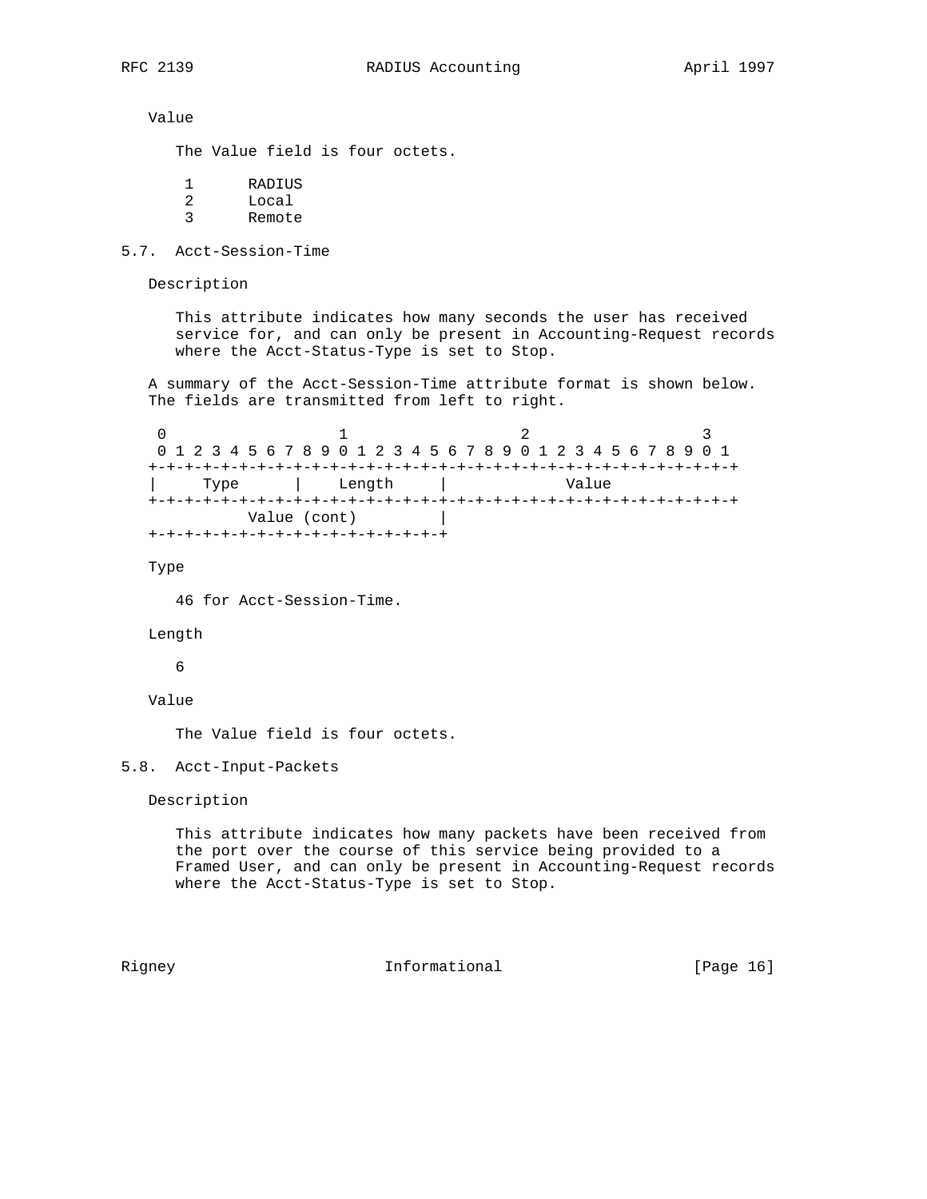Value

The Value field is four octets.

```
 1      RADIUS
 2      Local
 3      Remote
```

## 5.7. Acct-Session-Time

Description

This attribute indicates how many seconds the user has received service for, and can only be present in Accounting-Request records where the Acct-Status-Type is set to Stop.

A summary of the Acct-Session-Time attribute format is shown below. The fields are transmitted from left to right.

```
 0                   1                   2                   3
 0 1 2 3 4 5 6 7 8 9 0 1 2 3 4 5 6 7 8 9 0 1 2 3 4 5 6 7 8 9 0 1
+-+-+-+-+-+-+-+-+-+-+-+-+-+-+-+-+-+-+-+-+-+-+-+-+-+-+-+-+-+-+-+-+
|     Type      |    Length     |             Value
+-+-+-+-+-+-+-+-+-+-+-+-+-+-+-+-+-+-+-+-+-+-+-+-+-+-+-+-+-+-+-+-+
          Value (cont)         |
+-+-+-+-+-+-+-+-+-+-+-+-+-+-+-+-+
```

Type

46 for Acct-Session-Time.

Length

6

Value

The Value field is four octets.

## 5.8. Acct-Input-Packets

Description

This attribute indicates how many packets have been received from the port over the course of this service being provided to a Framed User, and can only be present in Accounting-Request records where the Acct-Status-Type is set to Stop.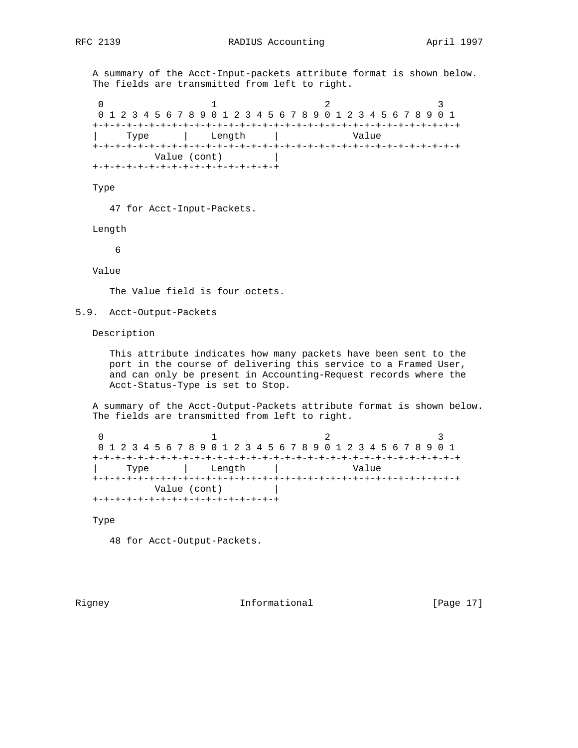A summary of the Acct-Input-packets attribute format is shown below. The fields are transmitted from left to right.

```
 0                   1                   2                   3
 0 1 2 3 4 5 6 7 8 9 0 1 2 3 4 5 6 7 8 9 0 1 2 3 4 5 6 7 8 9 0 1
+-+-+-+-+-+-+-+-+-+-+-+-+-+-+-+-+-+-+-+-+-+-+-+-+-+-+-+-+-+-+-+-+
|     Type      |    Length     |             Value
+-+-+-+-+-+-+-+-+-+-+-+-+-+-+-+-+-+-+-+-+-+-+-+-+-+-+-+-+-+-+-+-+
          Value (cont)         |
+-+-+-+-+-+-+-+-+-+-+-+-+-+-+-+-+
```

Type

47 for Acct-Input-Packets.

Length

6

Value

The Value field is four octets.

## 5.9. Acct-Output-Packets

Description

This attribute indicates how many packets have been sent to the port in the course of delivering this service to a Framed User, and can only be present in Accounting-Request records where the Acct-Status-Type is set to Stop.

A summary of the Acct-Output-Packets attribute format is shown below. The fields are transmitted from left to right.

```
 0                   1                   2                   3
 0 1 2 3 4 5 6 7 8 9 0 1 2 3 4 5 6 7 8 9 0 1 2 3 4 5 6 7 8 9 0 1
+-+-+-+-+-+-+-+-+-+-+-+-+-+-+-+-+-+-+-+-+-+-+-+-+-+-+-+-+-+-+-+-+
|     Type      |    Length     |             Value
+-+-+-+-+-+-+-+-+-+-+-+-+-+-+-+-+-+-+-+-+-+-+-+-+-+-+-+-+-+-+-+-+
          Value (cont)         |
+-+-+-+-+-+-+-+-+-+-+-+-+-+-+-+-+
```

Type

48 for Acct-Output-Packets.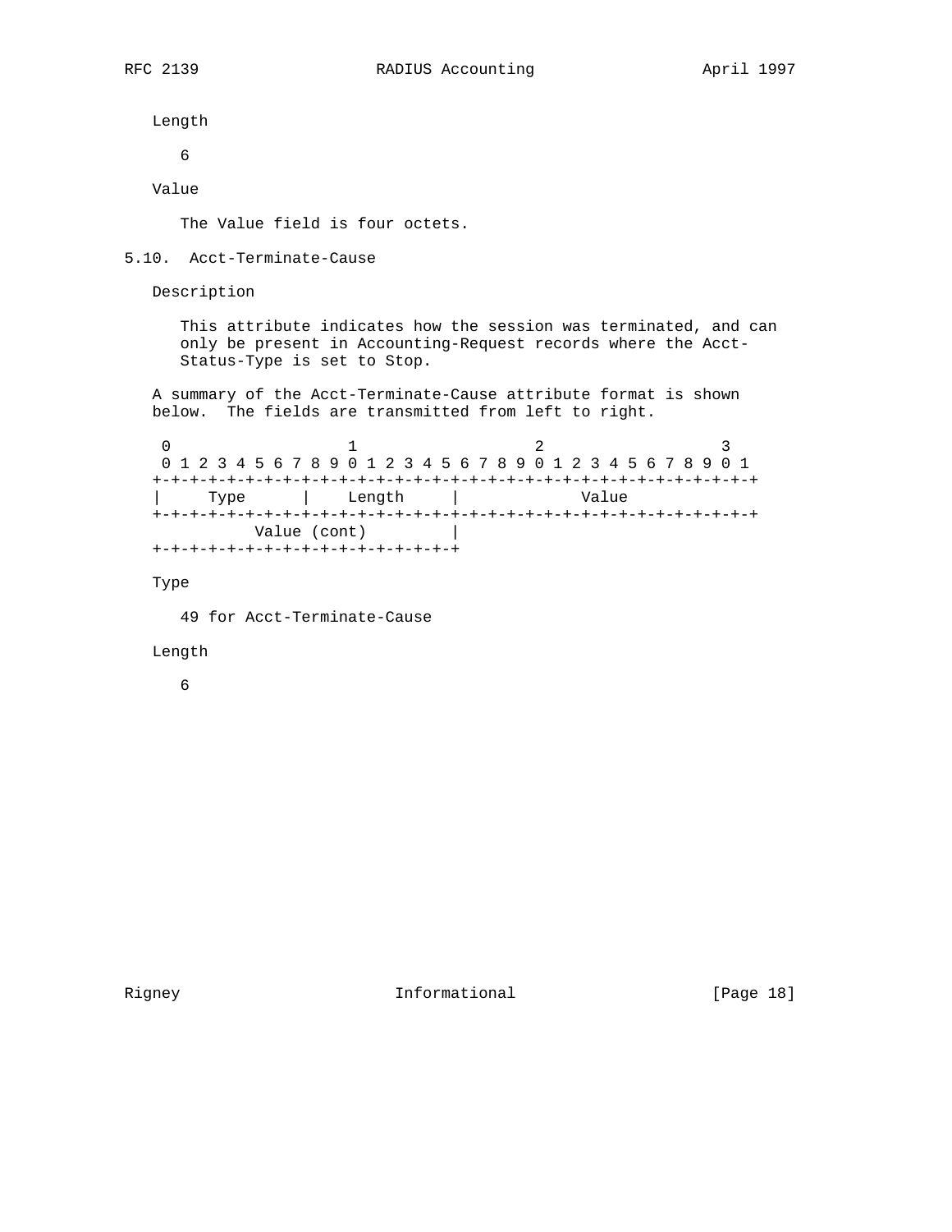Length

6

Value

The Value field is four octets.

## 5.10. Acct-Terminate-Cause

Description

This attribute indicates how the session was terminated, and can only be present in Accounting-Request records where the Acct-Status-Type is set to Stop.

A summary of the Acct-Terminate-Cause attribute format is shown below. The fields are transmitted from left to right.

```
 0                   1                   2                   3
 0 1 2 3 4 5 6 7 8 9 0 1 2 3 4 5 6 7 8 9 0 1 2 3 4 5 6 7 8 9 0 1
+-+-+-+-+-+-+-+-+-+-+-+-+-+-+-+-+-+-+-+-+-+-+-+-+-+-+-+-+-+-+-+-+
|     Type      |    Length     |             Value
+-+-+-+-+-+-+-+-+-+-+-+-+-+-+-+-+-+-+-+-+-+-+-+-+-+-+-+-+-+-+-+-+
          Value (cont)         |
+-+-+-+-+-+-+-+-+-+-+-+-+-+-+-+-+
```

Type

49 for Acct-Terminate-Cause

Length

6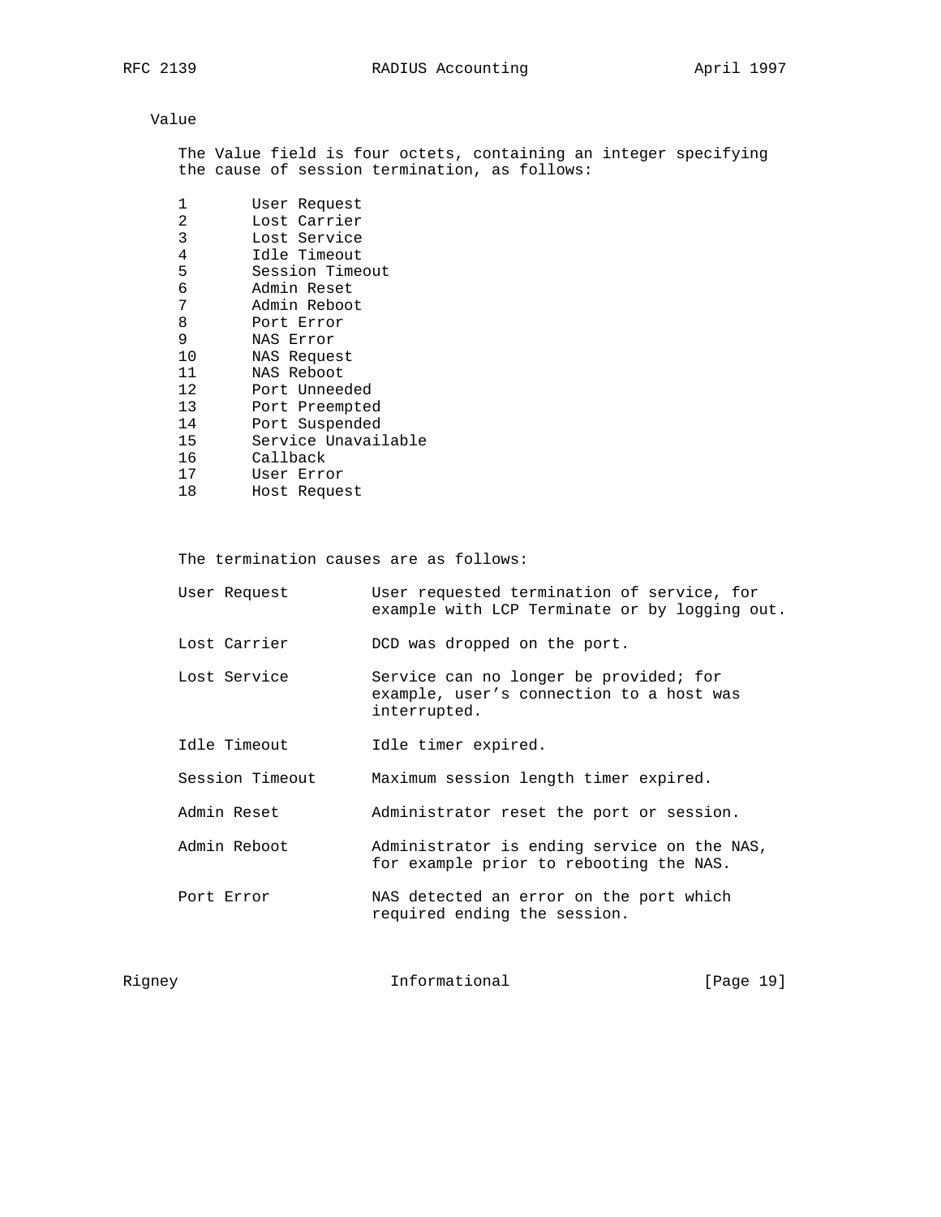Value

The Value field is four octets, containing an integer specifying the cause of session termination, as follows:

| Value | Cause |
|---|---|
| 1 | User Request |
| 2 | Lost Carrier |
| 3 | Lost Service |
| 4 | Idle Timeout |
| 5 | Session Timeout |
| 6 | Admin Reset |
| 7 | Admin Reboot |
| 8 | Port Error |
| 9 | NAS Error |
| 10 | NAS Request |
| 11 | NAS Reboot |
| 12 | Port Unneeded |
| 13 | Port Preempted |
| 14 | Port Suspended |
| 15 | Service Unavailable |
| 16 | Callback |
| 17 | User Error |
| 18 | Host Request |

The termination causes are as follows:

| Cause | Description |
|---|---|
| User Request | User requested termination of service, for example with LCP Terminate or by logging out. |
| Lost Carrier | DCD was dropped on the port. |
| Lost Service | Service can no longer be provided; for example, user's connection to a host was interrupted. |
| Idle Timeout | Idle timer expired. |
| Session Timeout | Maximum session length timer expired. |
| Admin Reset | Administrator reset the port or session. |
| Admin Reboot | Administrator is ending service on the NAS, for example prior to rebooting the NAS. |
| Port Error | NAS detected an error on the port which required ending the session. |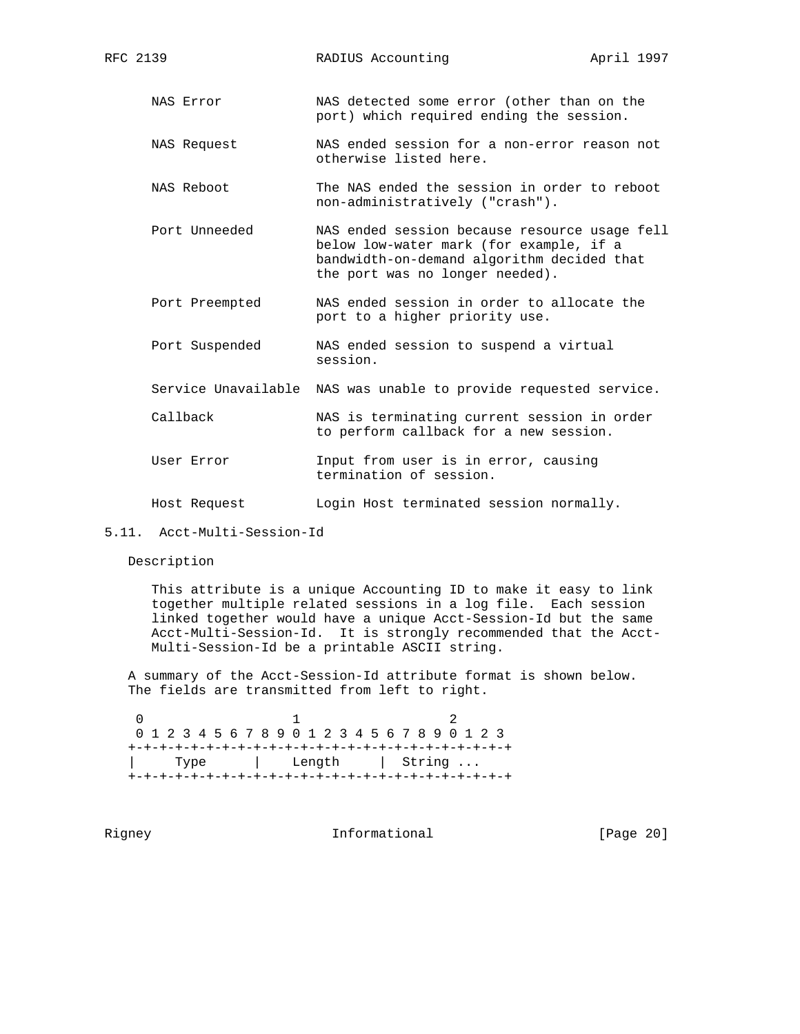| | |
|---|---|
| NAS Error | NAS detected some error (other than on the port) which required ending the session. |
| NAS Request | NAS ended session for a non-error reason not otherwise listed here. |
| NAS Reboot | The NAS ended the session in order to reboot non-administratively ("crash"). |
| Port Unneeded | NAS ended session because resource usage fell below low-water mark (for example, if a bandwidth-on-demand algorithm decided that the port was no longer needed). |
| Port Preempted | NAS ended session in order to allocate the port to a higher priority use. |
| Port Suspended | NAS ended session to suspend a virtual session. |
| Service Unavailable | NAS was unable to provide requested service. |
| Callback | NAS is terminating current session in order to perform callback for a new session. |
| User Error | Input from user is in error, causing termination of session. |
| Host Request | Login Host terminated session normally. |

## 5.11. Acct-Multi-Session-Id

Description

This attribute is a unique Accounting ID to make it easy to link together multiple related sessions in a log file. Each session linked together would have a unique Acct-Session-Id but the same Acct-Multi-Session-Id. It is strongly recommended that the Acct-Multi-Session-Id be a printable ASCII string.

A summary of the Acct-Session-Id attribute format is shown below. The fields are transmitted from left to right.

```
 0                   1                   2
 0 1 2 3 4 5 6 7 8 9 0 1 2 3 4 5 6 7 8 9 0 1 2 3
+-+-+-+-+-+-+-+-+-+-+-+-+-+-+-+-+-+-+-+-+-+-+-+-+
|     Type      |    Length     |  String ...
+-+-+-+-+-+-+-+-+-+-+-+-+-+-+-+-+-+-+-+-+-+-+-+-+
```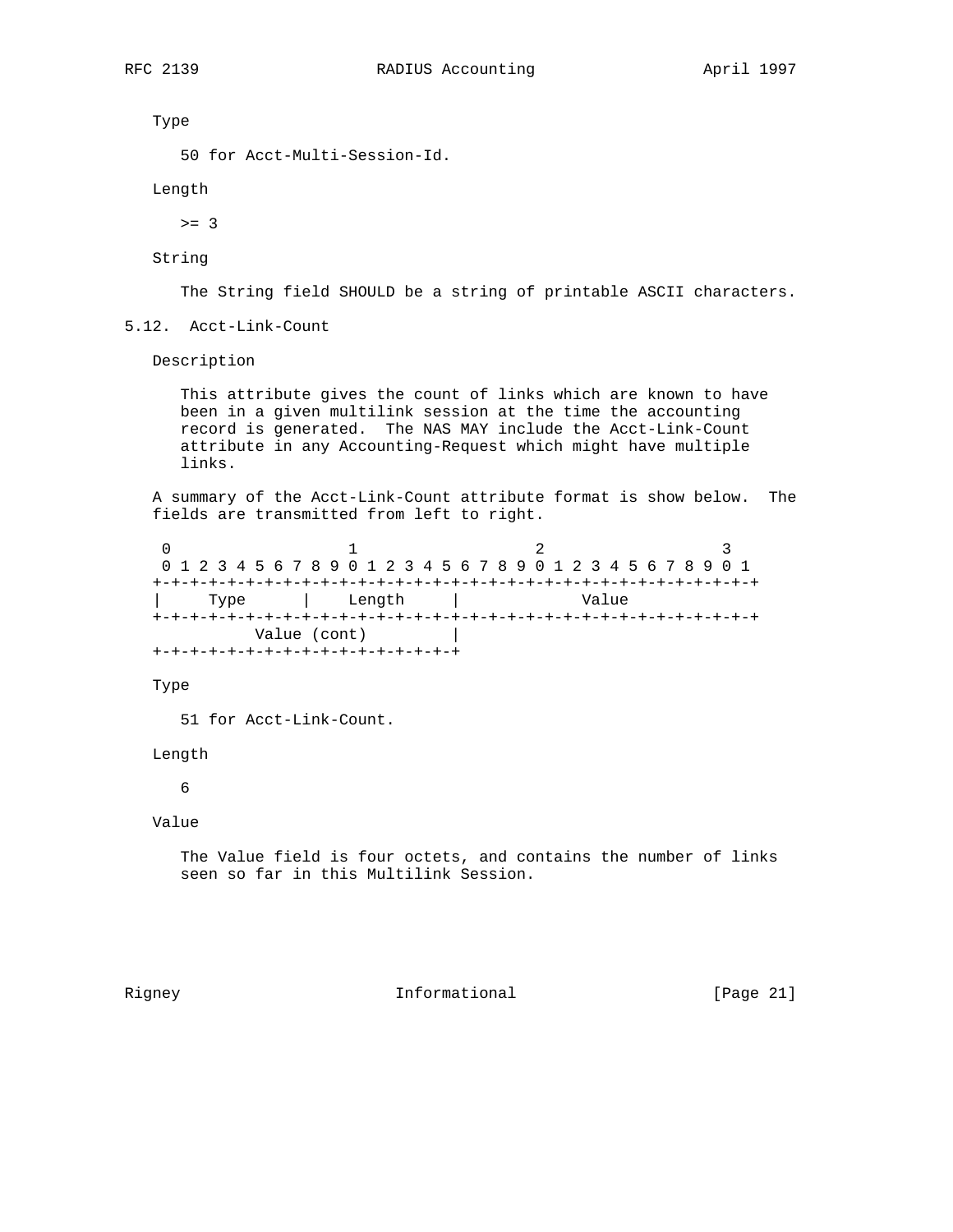Type

50 for Acct-Multi-Session-Id.

Length

>= 3

String

The String field SHOULD be a string of printable ASCII characters.

## 5.12. Acct-Link-Count

Description

This attribute gives the count of links which are known to have been in a given multilink session at the time the accounting record is generated. The NAS MAY include the Acct-Link-Count attribute in any Accounting-Request which might have multiple links.

A summary of the Acct-Link-Count attribute format is show below. The fields are transmitted from left to right.

```
 0                   1                   2                   3
 0 1 2 3 4 5 6 7 8 9 0 1 2 3 4 5 6 7 8 9 0 1 2 3 4 5 6 7 8 9 0 1
+-+-+-+-+-+-+-+-+-+-+-+-+-+-+-+-+-+-+-+-+-+-+-+-+-+-+-+-+-+-+-+-+
|     Type      |    Length     |             Value
+-+-+-+-+-+-+-+-+-+-+-+-+-+-+-+-+-+-+-+-+-+-+-+-+-+-+-+-+-+-+-+-+
          Value (cont)         |
+-+-+-+-+-+-+-+-+-+-+-+-+-+-+-+-+
```

Type

51 for Acct-Link-Count.

Length

6

Value

The Value field is four octets, and contains the number of links seen so far in this Multilink Session.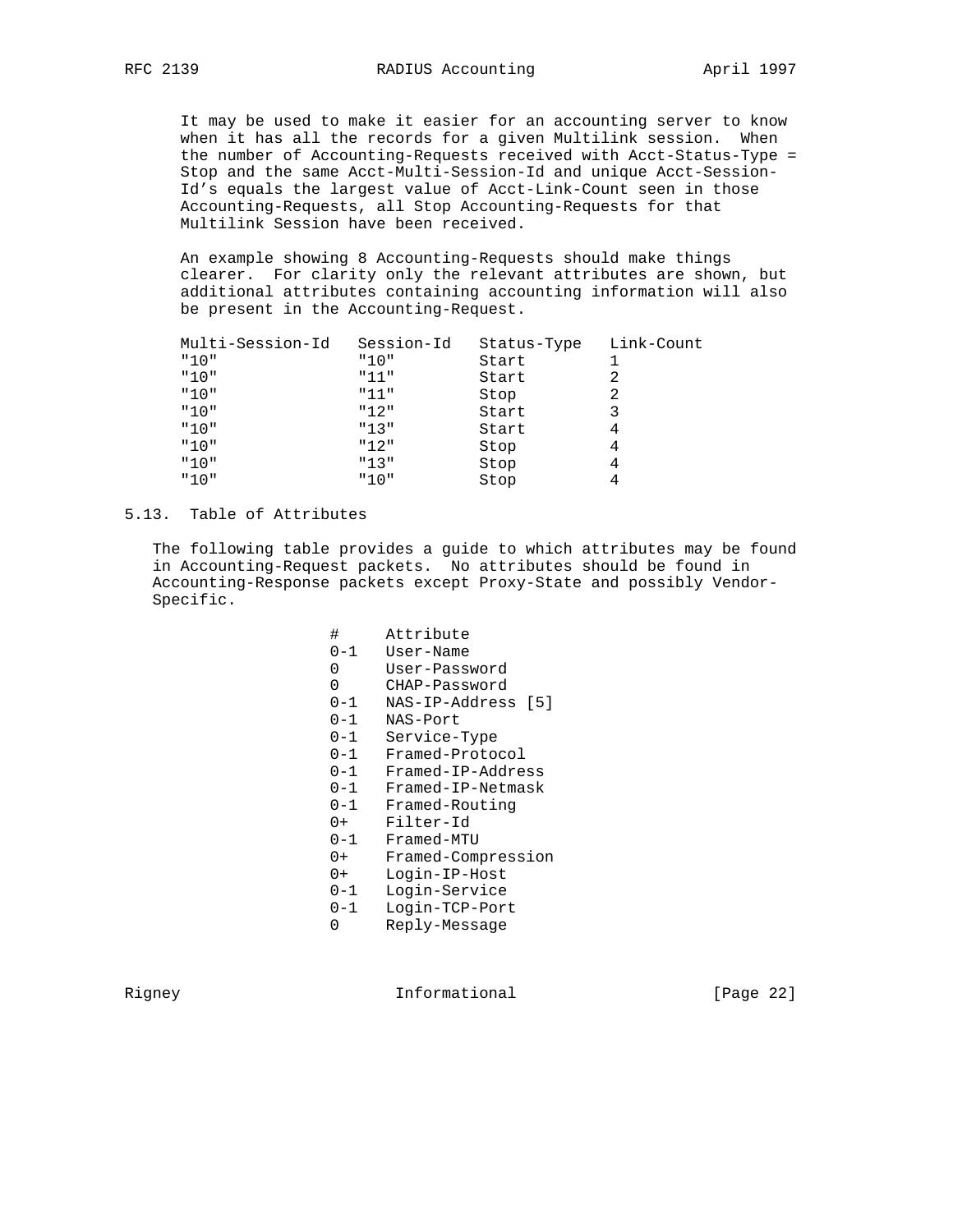It may be used to make it easier for an accounting server to know when it has all the records for a given Multilink session. When the number of Accounting-Requests received with Acct-Status-Type = Stop and the same Acct-Multi-Session-Id and unique Acct-Session-Id's equals the largest value of Acct-Link-Count seen in those Accounting-Requests, all Stop Accounting-Requests for that Multilink Session have been received.

An example showing 8 Accounting-Requests should make things clearer. For clarity only the relevant attributes are shown, but additional attributes containing accounting information will also be present in the Accounting-Request.

| Multi-Session-Id | Session-Id | Status-Type | Link-Count |
|---|---|---|---|
| "10" | "10" | Start | 1 |
| "10" | "11" | Start | 2 |
| "10" | "11" | Stop | 2 |
| "10" | "12" | Start | 3 |
| "10" | "13" | Start | 4 |
| "10" | "12" | Stop | 4 |
| "10" | "13" | Stop | 4 |
| "10" | "10" | Stop | 4 |

## 5.13. Table of Attributes

The following table provides a guide to which attributes may be found in Accounting-Request packets. No attributes should be found in Accounting-Response packets except Proxy-State and possibly Vendor-Specific.

| # | Attribute |
|---|---|
| 0-1 | User-Name |
| 0 | User-Password |
| 0 | CHAP-Password |
| 0-1 | NAS-IP-Address [5] |
| 0-1 | NAS-Port |
| 0-1 | Service-Type |
| 0-1 | Framed-Protocol |
| 0-1 | Framed-IP-Address |
| 0-1 | Framed-IP-Netmask |
| 0-1 | Framed-Routing |
| 0+ | Filter-Id |
| 0-1 | Framed-MTU |
| 0+ | Framed-Compression |
| 0+ | Login-IP-Host |
| 0-1 | Login-Service |
| 0-1 | Login-TCP-Port |
| 0 | Reply-Message |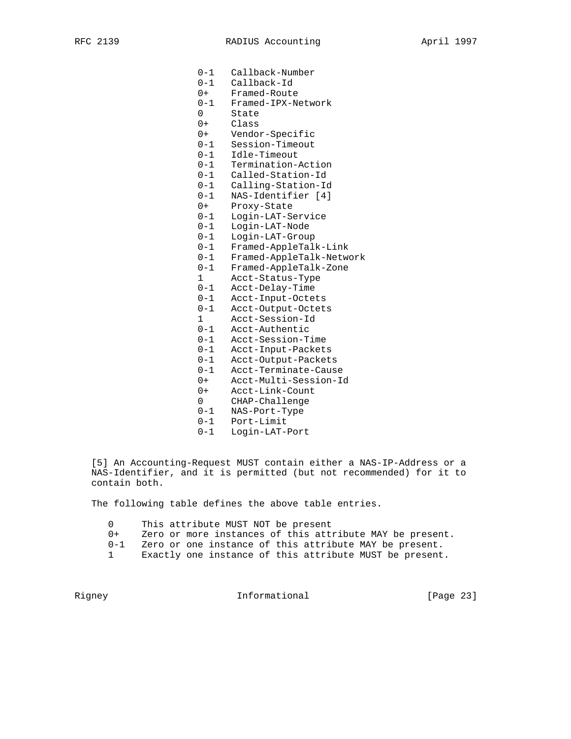```
0-1   Callback-Number
0-1   Callback-Id
0+    Framed-Route
0-1   Framed-IPX-Network
0     State
0+    Class
0+    Vendor-Specific
0-1   Session-Timeout
0-1   Idle-Timeout
0-1   Termination-Action
0-1   Called-Station-Id
0-1   Calling-Station-Id
0-1   NAS-Identifier [4]
0+    Proxy-State
0-1   Login-LAT-Service
0-1   Login-LAT-Node
0-1   Login-LAT-Group
0-1   Framed-AppleTalk-Link
0-1   Framed-AppleTalk-Network
0-1   Framed-AppleTalk-Zone
1     Acct-Status-Type
0-1   Acct-Delay-Time
0-1   Acct-Input-Octets
0-1   Acct-Output-Octets
1     Acct-Session-Id
0-1   Acct-Authentic
0-1   Acct-Session-Time
0-1   Acct-Input-Packets
0-1   Acct-Output-Packets
0-1   Acct-Terminate-Cause
0+    Acct-Multi-Session-Id
0+    Acct-Link-Count
0     CHAP-Challenge
0-1   NAS-Port-Type
0-1   Port-Limit
0-1   Login-LAT-Port
```

[5] An Accounting-Request MUST contain either a NAS-IP-Address or a NAS-Identifier, and it is permitted (but not recommended) for it to contain both.

The following table defines the above table entries.

```
0     This attribute MUST NOT be present
0+    Zero or more instances of this attribute MAY be present.
0-1   Zero or one instance of this attribute MAY be present.
1     Exactly one instance of this attribute MUST be present.
```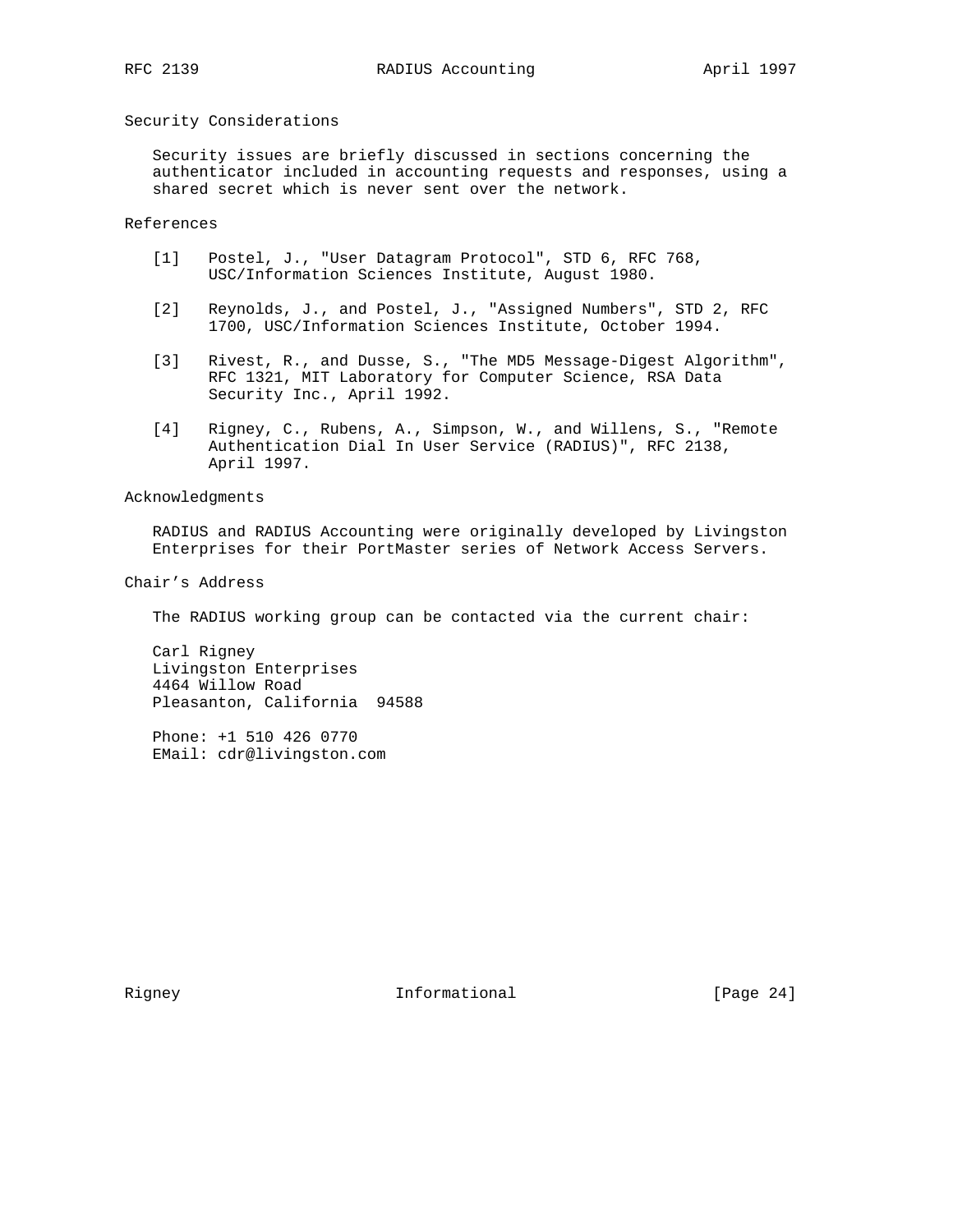## Security Considerations

Security issues are briefly discussed in sections concerning the authenticator included in accounting requests and responses, using a shared secret which is never sent over the network.

## References

[1] Postel, J., "User Datagram Protocol", STD 6, RFC 768, USC/Information Sciences Institute, August 1980.

[2] Reynolds, J., and Postel, J., "Assigned Numbers", STD 2, RFC 1700, USC/Information Sciences Institute, October 1994.

[3] Rivest, R., and Dusse, S., "The MD5 Message-Digest Algorithm", RFC 1321, MIT Laboratory for Computer Science, RSA Data Security Inc., April 1992.

[4] Rigney, C., Rubens, A., Simpson, W., and Willens, S., "Remote Authentication Dial In User Service (RADIUS)", RFC 2138, April 1997.

## Acknowledgments

RADIUS and RADIUS Accounting were originally developed by Livingston Enterprises for their PortMaster series of Network Access Servers.

## Chair's Address

The RADIUS working group can be contacted via the current chair:

Carl Rigney
Livingston Enterprises
4464 Willow Road
Pleasanton, California 94588

Phone: +1 510 426 0770
EMail: cdr@livingston.com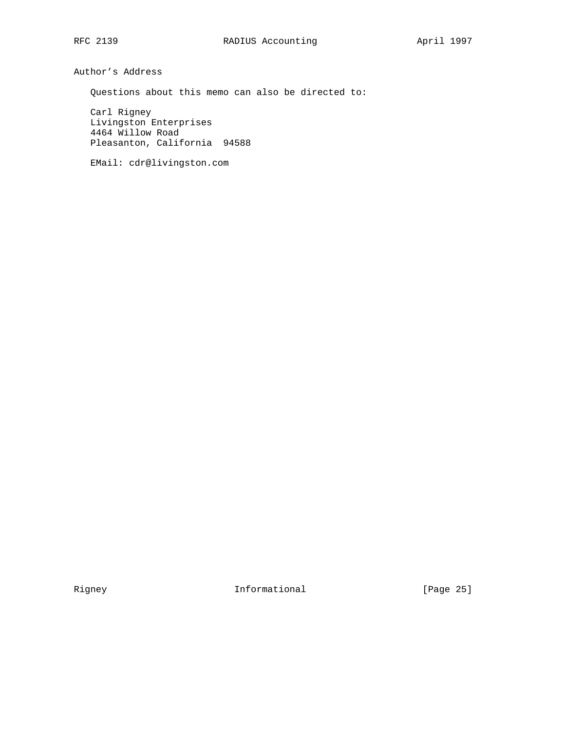## Author's Address

Questions about this memo can also be directed to:

Carl Rigney
Livingston Enterprises
4464 Willow Road
Pleasanton, California  94588

EMail: cdr@livingston.com